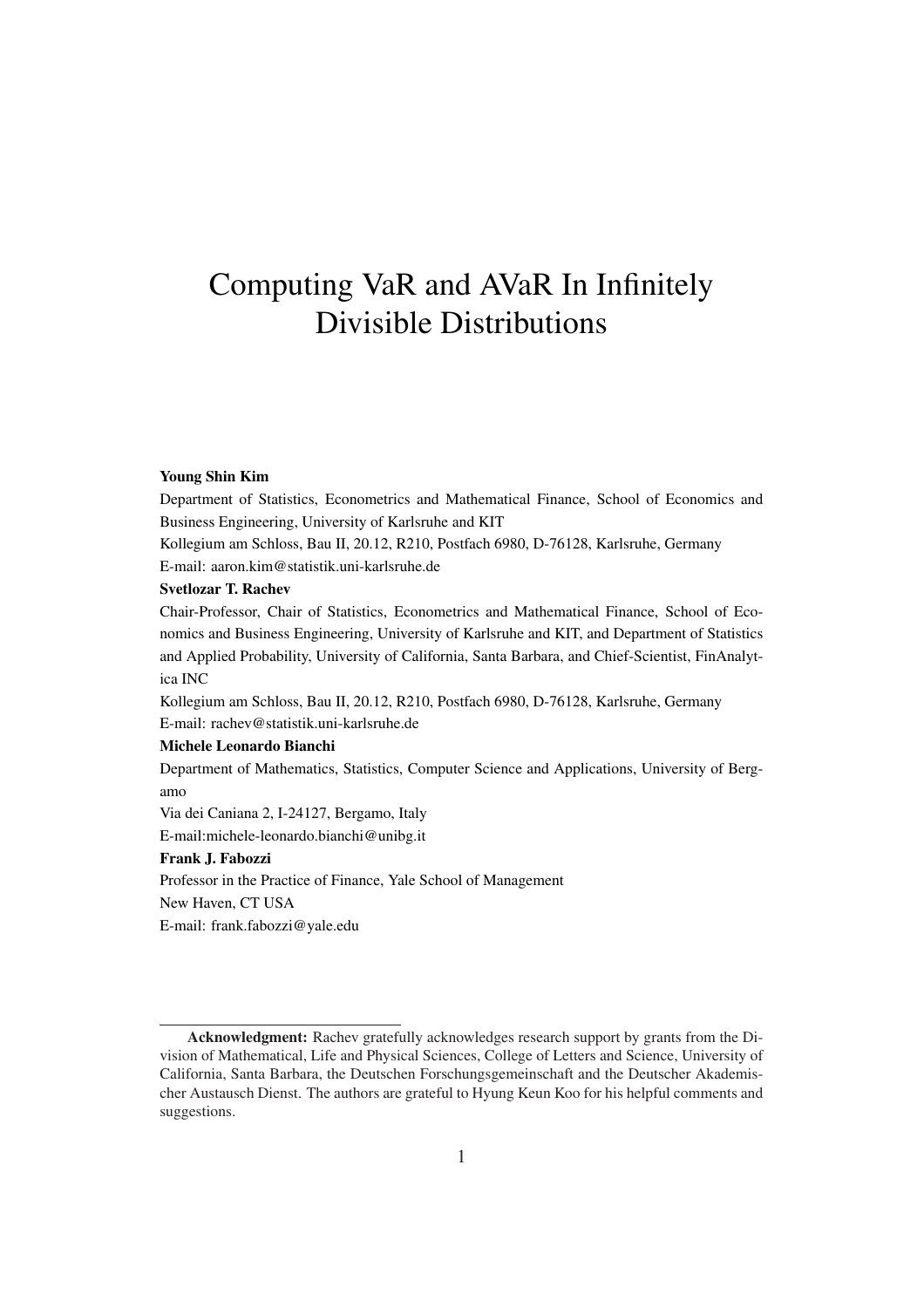# Computing VaR and AVaR In Infinitely Divisible Distributions

**Young Shin Kim**

Department of Statistics, Econometrics and Mathematical Finance, School of Economics and Business Engineering, University of Karlsruhe and KIT

Kollegium am Schloss, Bau II, 20.12, R210, Postfach 6980, D-76128, Karlsruhe, Germany

E-mail: aaron.kim@statistik.uni-karlsruhe.de

**Svetlozar T. Rachev**

Chair-Professor, Chair of Statistics, Econometrics and Mathematical Finance, School of Economics and Business Engineering, University of Karlsruhe and KIT, and Department of Statistics and Applied Probability, University of California, Santa Barbara, and Chief-Scientist, FinAnalytica INC

Kollegium am Schloss, Bau II, 20.12, R210, Postfach 6980, D-76128, Karlsruhe, Germany

E-mail: rachev@statistik.uni-karlsruhe.de

**Michele Leonardo Bianchi**

Department of Mathematics, Statistics, Computer Science and Applications, University of Bergamo

Via dei Caniana 2, I-24127, Bergamo, Italy

E-mail:michele-leonardo.bianchi@unibg.it

**Frank J. Fabozzi**

Professor in the Practice of Finance, Yale School of Management

New Haven, CT USA

E-mail: frank.fabozzi@yale.edu

---

**Acknowledgment:** Rachev gratefully acknowledges research support by grants from the Division of Mathematical, Life and Physical Sciences, College of Letters and Science, University of California, Santa Barbara, the Deutschen Forschungsgemeinschaft and the Deutscher Akademischer Austausch Dienst. The authors are grateful to Hyung Keun Koo for his helpful comments and suggestions.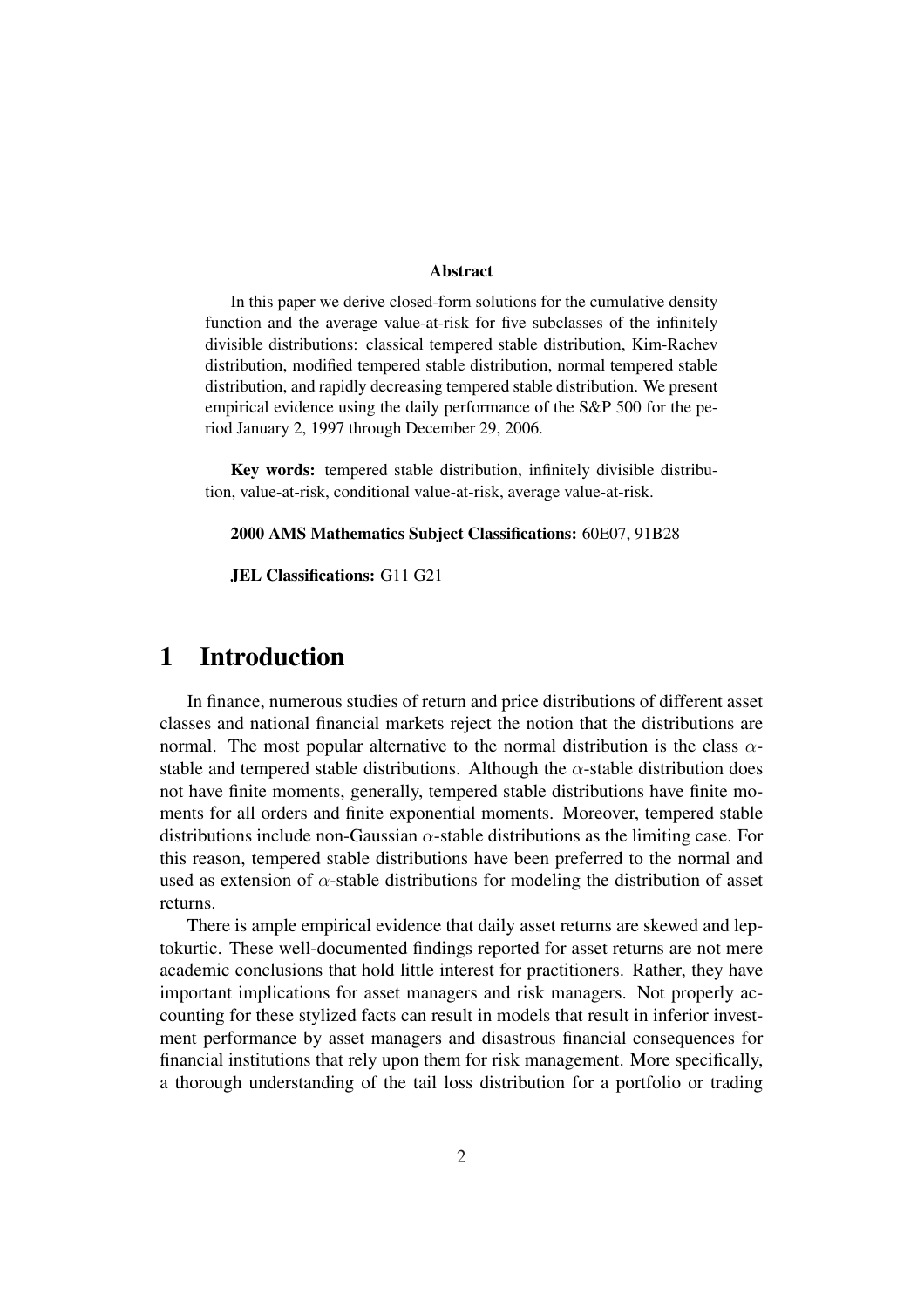**Abstract**

In this paper we derive closed-form solutions for the cumulative density function and the average value-at-risk for five subclasses of the infinitely divisible distributions: classical tempered stable distribution, Kim-Rachev distribution, modified tempered stable distribution, normal tempered stable distribution, and rapidly decreasing tempered stable distribution. We present empirical evidence using the daily performance of the S&P 500 for the period January 2, 1997 through December 29, 2006.

**Key words:** tempered stable distribution, infinitely divisible distribution, value-at-risk, conditional value-at-risk, average value-at-risk.

**2000 AMS Mathematics Subject Classifications:** 60E07, 91B28

**JEL Classifications:** G11 G21

# 1 Introduction

In finance, numerous studies of return and price distributions of different asset classes and national financial markets reject the notion that the distributions are normal. The most popular alternative to the normal distribution is the class $\alpha$-stable and tempered stable distributions. Although the $\alpha$-stable distribution does not have finite moments, generally, tempered stable distributions have finite moments for all orders and finite exponential moments. Moreover, tempered stable distributions include non-Gaussian $\alpha$-stable distributions as the limiting case. For this reason, tempered stable distributions have been preferred to the normal and used as extension of $\alpha$-stable distributions for modeling the distribution of asset returns.

There is ample empirical evidence that daily asset returns are skewed and leptokurtic. These well-documented findings reported for asset returns are not mere academic conclusions that hold little interest for practitioners. Rather, they have important implications for asset managers and risk managers. Not properly accounting for these stylized facts can result in models that result in inferior investment performance by asset managers and disastrous financial consequences for financial institutions that rely upon them for risk management. More specifically, a thorough understanding of the tail loss distribution for a portfolio or trading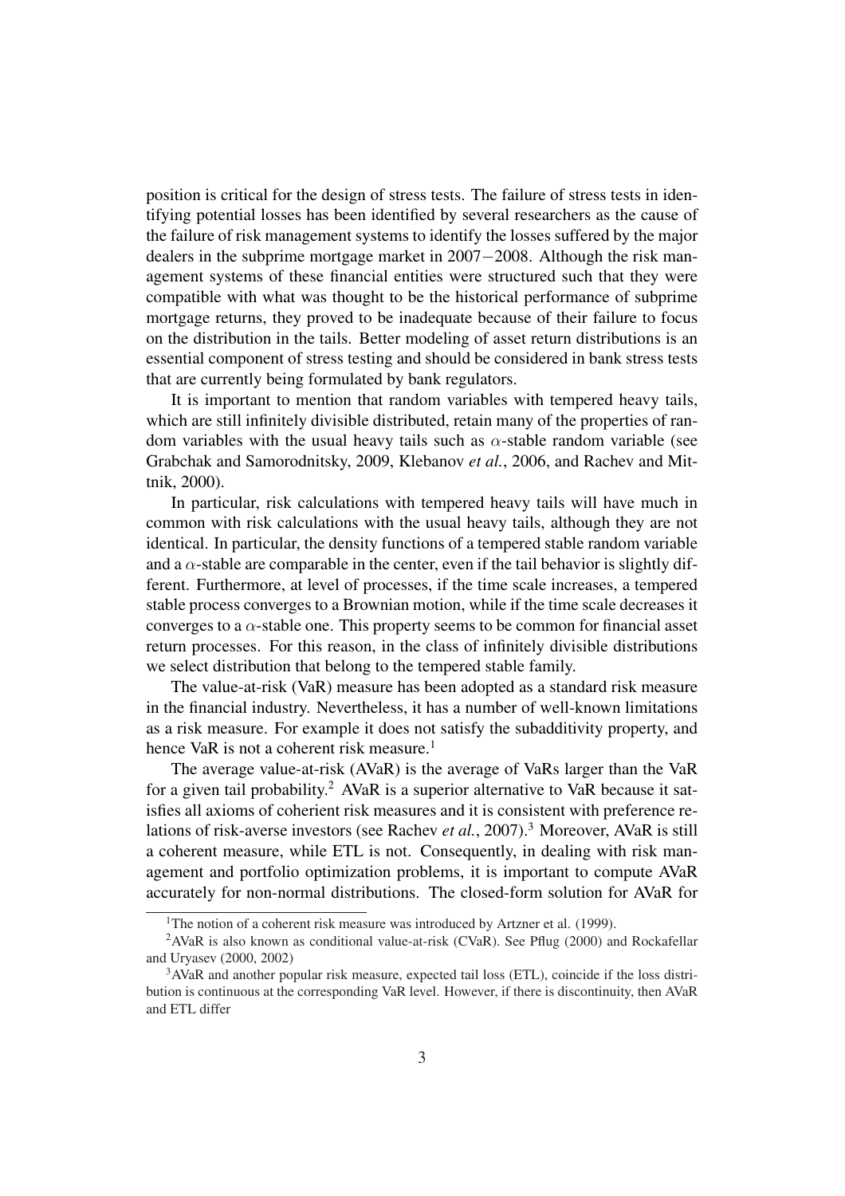position is critical for the design of stress tests. The failure of stress tests in identifying potential losses has been identified by several researchers as the cause of the failure of risk management systems to identify the losses suffered by the major dealers in the subprime mortgage market in 2007−2008. Although the risk management systems of these financial entities were structured such that they were compatible with what was thought to be the historical performance of subprime mortgage returns, they proved to be inadequate because of their failure to focus on the distribution in the tails. Better modeling of asset return distributions is an essential component of stress testing and should be considered in bank stress tests that are currently being formulated by bank regulators.

It is important to mention that random variables with tempered heavy tails, which are still infinitely divisible distributed, retain many of the properties of random variables with the usual heavy tails such as $\alpha$-stable random variable (see Grabchak and Samorodnitsky, 2009, Klebanov *et al.*, 2006, and Rachev and Mittnik, 2000).

In particular, risk calculations with tempered heavy tails will have much in common with risk calculations with the usual heavy tails, although they are not identical. In particular, the density functions of a tempered stable random variable and a $\alpha$-stable are comparable in the center, even if the tail behavior is slightly different. Furthermore, at level of processes, if the time scale increases, a tempered stable process converges to a Brownian motion, while if the time scale decreases it converges to a $\alpha$-stable one. This property seems to be common for financial asset return processes. For this reason, in the class of infinitely divisible distributions we select distribution that belong to the tempered stable family.

The value-at-risk (VaR) measure has been adopted as a standard risk measure in the financial industry. Nevertheless, it has a number of well-known limitations as a risk measure. For example it does not satisfy the subadditivity property, and hence VaR is not a coherent risk measure.[1]

The average value-at-risk (AVaR) is the average of VaRs larger than the VaR for a given tail probability.[2] AVaR is a superior alternative to VaR because it satisfies all axioms of coherient risk measures and it is consistent with preference relations of risk-averse investors (see Rachev *et al.*, 2007).[3] Moreover, AVaR is still a coherent measure, while ETL is not. Consequently, in dealing with risk management and portfolio optimization problems, it is important to compute AVaR accurately for non-normal distributions. The closed-form solution for AVaR for

---

[1] The notion of a coherent risk measure was introduced by Artzner et al. (1999).

[2] AVaR is also known as conditional value-at-risk (CVaR). See Pflug (2000) and Rockafellar and Uryasev (2000, 2002)

[3] AVaR and another popular risk measure, expected tail loss (ETL), coincide if the loss distribution is continuous at the corresponding VaR level. However, if there is discontinuity, then AVaR and ETL differ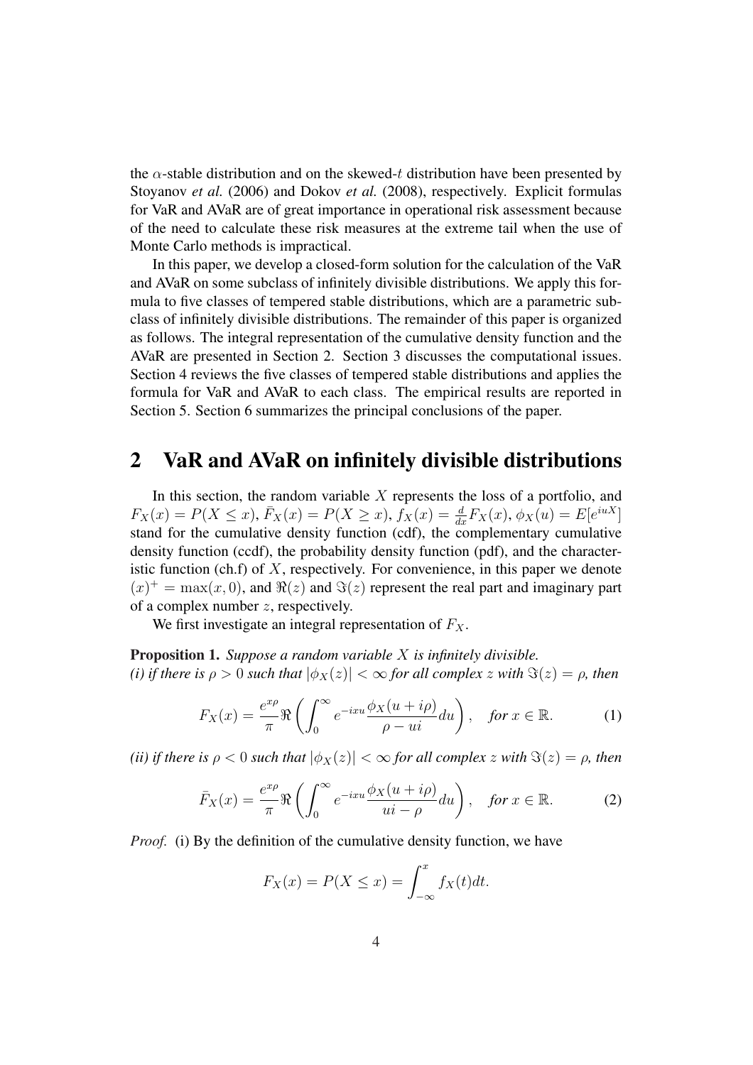the $\alpha$-stable distribution and on the skewed-$t$ distribution have been presented by Stoyanov *et al.* (2006) and Dokov *et al.* (2008), respectively. Explicit formulas for VaR and AVaR are of great importance in operational risk assessment because of the need to calculate these risk measures at the extreme tail when the use of Monte Carlo methods is impractical.

In this paper, we develop a closed-form solution for the calculation of the VaR and AVaR on some subclass of infinitely divisible distributions. We apply this formula to five classes of tempered stable distributions, which are a parametric subclass of infinitely divisible distributions. The remainder of this paper is organized as follows. The integral representation of the cumulative density function and the AVaR are presented in Section 2. Section 3 discusses the computational issues. Section 4 reviews the five classes of tempered stable distributions and applies the formula for VaR and AVaR to each class. The empirical results are reported in Section 5. Section 6 summarizes the principal conclusions of the paper.

## 2 VaR and AVaR on infinitely divisible distributions

In this section, the random variable $X$ represents the loss of a portfolio, and $F_X(x) = P(X \leq x)$, $\bar{F}_X(x) = P(X \geq x)$, $f_X(x) = \frac{d}{dx}F_X(x)$, $\phi_X(u) = E[e^{iuX}]$ stand for the cumulative density function (cdf), the complementary cumulative density function (ccdf), the probability density function (pdf), and the characteristic function (ch.f) of $X$, respectively. For convenience, in this paper we denote $(x)^+ = \max(x, 0)$, and $\Re(z)$ and $\Im(z)$ represent the real part and imaginary part of a complex number $z$, respectively.

We first investigate an integral representation of $F_X$.

**Proposition 1.** *Suppose a random variable $X$ is infinitely divisible.*
*(i) if there is $\rho > 0$ such that $|\phi_X(z)| < \infty$ for all complex $z$ with $\Im(z) = \rho$, then*

$$F_X(x) = \frac{e^{x\rho}}{\pi}\Re\left(\int_0^\infty e^{-ixu}\frac{\phi_X(u+i\rho)}{\rho - ui}du\right), \quad \textit{for } x \in \mathbb{R}. \tag{1}$$

*(ii) if there is $\rho < 0$ such that $|\phi_X(z)| < \infty$ for all complex $z$ with $\Im(z) = \rho$, then*

$$\bar{F}_X(x) = \frac{e^{x\rho}}{\pi}\Re\left(\int_0^\infty e^{-ixu}\frac{\phi_X(u+i\rho)}{ui - \rho}du\right), \quad \textit{for } x \in \mathbb{R}. \tag{2}$$

*Proof.* (i) By the definition of the cumulative density function, we have

$$F_X(x) = P(X \leq x) = \int_{-\infty}^{x} f_X(t)dt.$$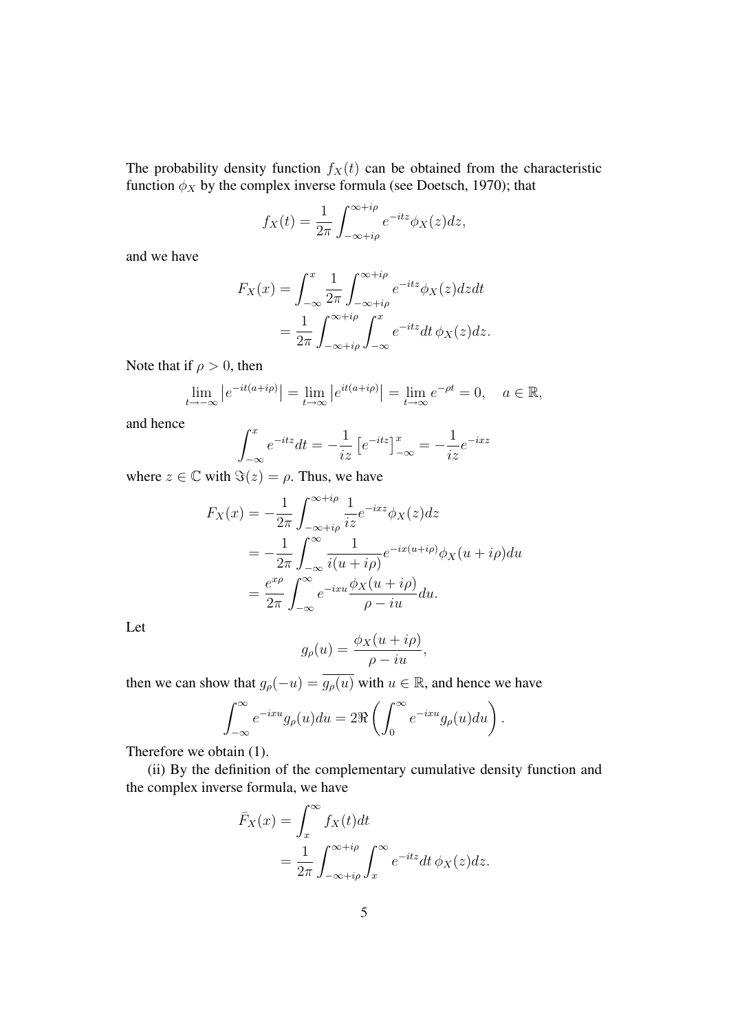The probability density function $f_X(t)$ can be obtained from the characteristic function $\phi_X$ by the complex inverse formula (see Doetsch, 1970); that

$$f_X(t) = \frac{1}{2\pi} \int_{-\infty+i\rho}^{\infty+i\rho} e^{-itz} \phi_X(z) dz,$$

and we have

$$\begin{aligned} F_X(x) &= \int_{-\infty}^{x} \frac{1}{2\pi} \int_{-\infty+i\rho}^{\infty+i\rho} e^{-itz} \phi_X(z) dz dt \\ &= \frac{1}{2\pi} \int_{-\infty+i\rho}^{\infty+i\rho} \int_{-\infty}^{x} e^{-itz} dt \, \phi_X(z) dz. \end{aligned}$$

Note that if $\rho > 0$, then

$$\lim_{t \to -\infty} \left| e^{-it(a+i\rho)} \right| = \lim_{t \to \infty} \left| e^{it(a+i\rho)} \right| = \lim_{t \to \infty} e^{-\rho t} = 0, \quad a \in \mathbb{R},$$

and hence

$$\int_{-\infty}^{x} e^{-itz} dt = -\frac{1}{iz} \left[ e^{-itz} \right]_{-\infty}^{x} = -\frac{1}{iz} e^{-ixz}$$

where $z \in \mathbb{C}$ with $\Im(z) = \rho$. Thus, we have

$$\begin{aligned} F_X(x) &= -\frac{1}{2\pi} \int_{-\infty+i\rho}^{\infty+i\rho} \frac{1}{iz} e^{-ixz} \phi_X(z) dz \\ &= -\frac{1}{2\pi} \int_{-\infty}^{\infty} \frac{1}{i(u+i\rho)} e^{-ix(u+i\rho)} \phi_X(u+i\rho) du \\ &= \frac{e^{x\rho}}{2\pi} \int_{-\infty}^{\infty} e^{-ixu} \frac{\phi_X(u+i\rho)}{\rho - iu} du. \end{aligned}$$

Let

$$g_\rho(u) = \frac{\phi_X(u+i\rho)}{\rho - iu},$$

then we can show that $g_\rho(-u) = \overline{g_\rho(u)}$ with $u \in \mathbb{R}$, and hence we have

$$\int_{-\infty}^{\infty} e^{-ixu} g_\rho(u) du = 2\Re \left( \int_{0}^{\infty} e^{-ixu} g_\rho(u) du \right).$$

Therefore we obtain (1).

(ii) By the definition of the complementary cumulative density function and the complex inverse formula, we have

$$\begin{aligned} \bar{F}_X(x) &= \int_{x}^{\infty} f_X(t) dt \\ &= \frac{1}{2\pi} \int_{-\infty+i\rho}^{\infty+i\rho} \int_{x}^{\infty} e^{-itz} dt \, \phi_X(z) dz. \end{aligned}$$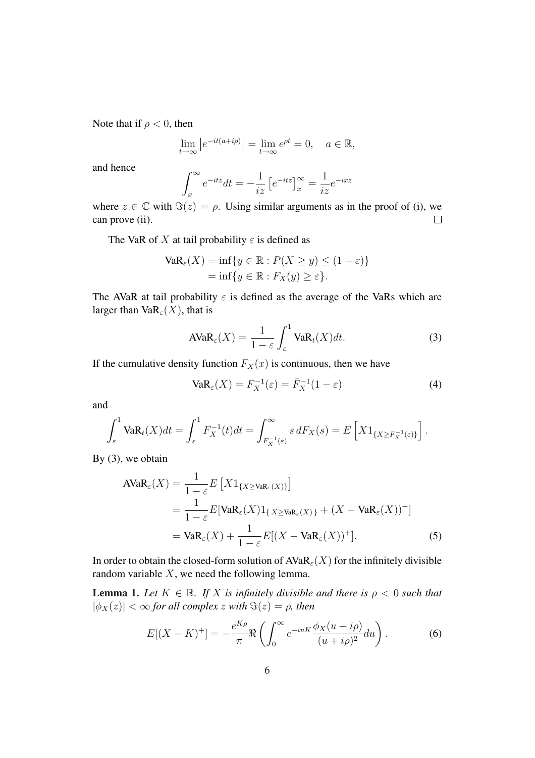Note that if $\rho < 0$, then

$$\lim_{t\to\infty} \left|e^{-it(a+i\rho)}\right| = \lim_{t\to\infty} e^{\rho t} = 0, \quad a \in \mathbb{R},$$

and hence

$$\int_x^\infty e^{-itz} dt = -\frac{1}{iz}\left[e^{-itz}\right]_x^\infty = \frac{1}{iz}e^{-ixz}$$

where $z \in \mathbb{C}$ with $\Im(z) = \rho$. Using similar arguments as in the proof of (i), we can prove (ii). $\square$

The VaR of $X$ at tail probability $\varepsilon$ is defined as

$$\begin{aligned} \text{VaR}_\varepsilon(X) &= \inf\{y \in \mathbb{R} : P(X \geq y) \leq (1-\varepsilon)\} \\ &= \inf\{y \in \mathbb{R} : F_X(y) \geq \varepsilon\}. \end{aligned}$$

The AVaR at tail probability $\varepsilon$ is defined as the average of the VaRs which are larger than $\text{VaR}_\varepsilon(X)$, that is

$$\text{AVaR}_\varepsilon(X) = \frac{1}{1-\varepsilon}\int_\varepsilon^1 \text{VaR}_t(X)dt. \tag{3}$$

If the cumulative density function $F_X(x)$ is continuous, then we have

$$\text{VaR}_\varepsilon(X) = F_X^{-1}(\varepsilon) = \bar{F}_X^{-1}(1-\varepsilon) \tag{4}$$

and

$$\int_\varepsilon^1 \text{VaR}_t(X)dt = \int_\varepsilon^1 F_X^{-1}(t)dt = \int_{F_X^{-1}(\varepsilon)}^\infty s\, dF_X(s) = E\left[X1_{\{X\geq F_X^{-1}(\varepsilon)\}}\right].$$

By (3), we obtain

$$\begin{aligned} \text{AVaR}_\varepsilon(X) &= \frac{1}{1-\varepsilon}E\left[X1_{\{X\geq \text{VaR}_\varepsilon(X)\}}\right] \\ &= \frac{1}{1-\varepsilon}E[\text{VaR}_\varepsilon(X)1_{\{X\geq \text{VaR}_\varepsilon(X)\}} + (X - \text{VaR}_\varepsilon(X))^+] \\ &= \text{VaR}_\varepsilon(X) + \frac{1}{1-\varepsilon}E[(X - \text{VaR}_\varepsilon(X))^+]. \end{aligned} \tag{5}$$

In order to obtain the closed-form solution of $\text{AVaR}_\varepsilon(X)$ for the infinitely divisible random variable $X$, we need the following lemma.

**Lemma 1.** *Let $K \in \mathbb{R}$. If $X$ is infinitely divisible and there is $\rho < 0$ such that $|\phi_X(z)| < \infty$ for all complex $z$ with $\Im(z) = \rho$, then*

$$E[(X-K)^+] = -\frac{e^{K\rho}}{\pi}\Re\left(\int_0^\infty e^{-iuK}\frac{\phi_X(u+i\rho)}{(u+i\rho)^2}du\right). \tag{6}$$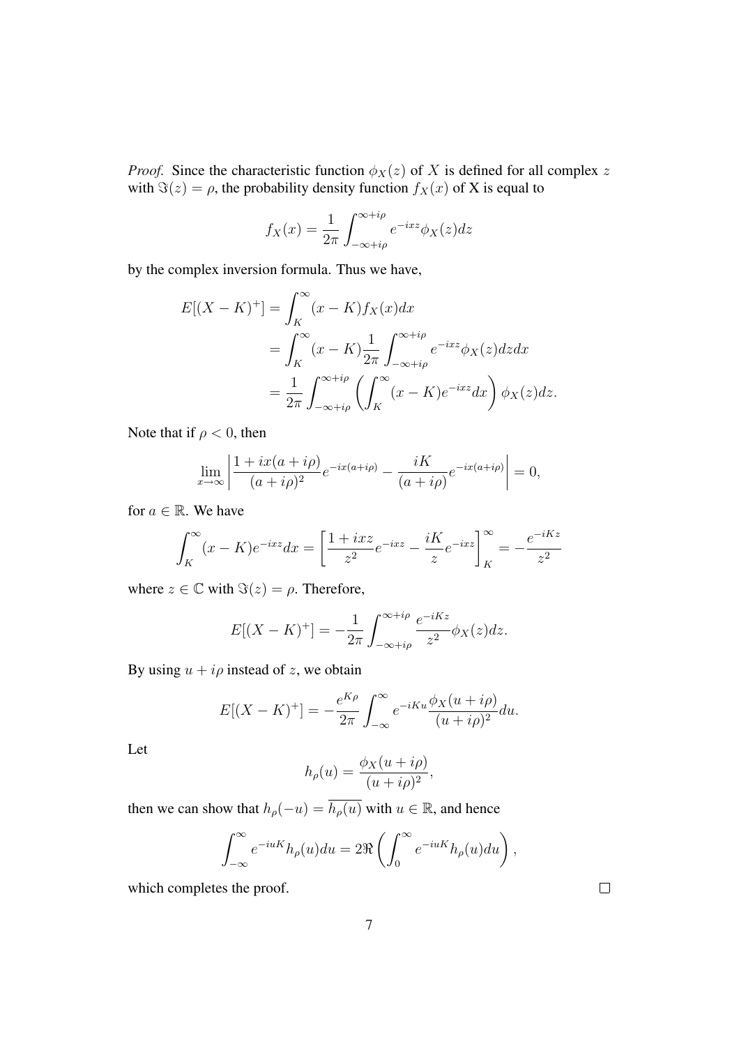*Proof.* Since the characteristic function $\phi_X(z)$ of $X$ is defined for all complex $z$ with $\Im(z) = \rho$, the probability density function $f_X(x)$ of X is equal to

$$f_X(x) = \frac{1}{2\pi} \int_{-\infty+i\rho}^{\infty+i\rho} e^{-ixz} \phi_X(z) dz$$

by the complex inversion formula. Thus we have,

$$\begin{aligned}
E[(X-K)^+] &= \int_K^\infty (x-K) f_X(x) dx \\
&= \int_K^\infty (x-K) \frac{1}{2\pi} \int_{-\infty+i\rho}^{\infty+i\rho} e^{-ixz} \phi_X(z) dz dx \\
&= \frac{1}{2\pi} \int_{-\infty+i\rho}^{\infty+i\rho} \left( \int_K^\infty (x-K) e^{-ixz} dx \right) \phi_X(z) dz.
\end{aligned}$$

Note that if $\rho < 0$, then

$$\lim_{x\to\infty} \left| \frac{1 + ix(a+i\rho)}{(a+i\rho)^2} e^{-ix(a+i\rho)} - \frac{iK}{(a+i\rho)} e^{-ix(a+i\rho)} \right| = 0,$$

for $a \in \mathbb{R}$. We have

$$\int_K^\infty (x-K) e^{-ixz} dx = \left[ \frac{1 + ixz}{z^2} e^{-ixz} - \frac{iK}{z} e^{-ixz} \right]_K^\infty = -\frac{e^{-iKz}}{z^2}$$

where $z \in \mathbb{C}$ with $\Im(z) = \rho$. Therefore,

$$E[(X-K)^+] = -\frac{1}{2\pi} \int_{-\infty+i\rho}^{\infty+i\rho} \frac{e^{-iKz}}{z^2} \phi_X(z) dz.$$

By using $u + i\rho$ instead of $z$, we obtain

$$E[(X-K)^+] = -\frac{e^{K\rho}}{2\pi} \int_{-\infty}^{\infty} e^{-iKu} \frac{\phi_X(u+i\rho)}{(u+i\rho)^2} du.$$

Let

$$h_\rho(u) = \frac{\phi_X(u+i\rho)}{(u+i\rho)^2},$$

then we can show that $h_\rho(-u) = \overline{h_\rho(u)}$ with $u \in \mathbb{R}$, and hence

$$\int_{-\infty}^{\infty} e^{-iuK} h_\rho(u) du = 2\Re \left( \int_0^\infty e^{-iuK} h_\rho(u) du \right),$$

which completes the proof. □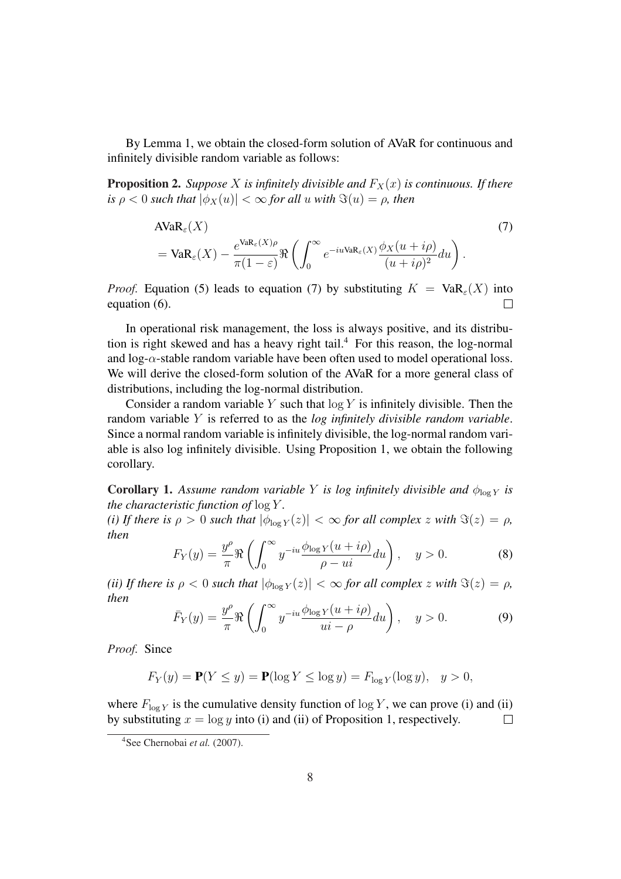By Lemma 1, we obtain the closed-form solution of AVaR for continuous and infinitely divisible random variable as follows:

**Proposition 2.** *Suppose $X$ is infinitely divisible and $F_X(x)$ is continuous. If there is $\rho < 0$ such that $|\phi_X(u)| < \infty$ for all $u$ with $\Im(u) = \rho$, then*

$$
\begin{aligned}
&\text{AVaR}_\varepsilon(X) \\
&= \text{VaR}_\varepsilon(X) - \frac{e^{\text{VaR}_\varepsilon(X)\rho}}{\pi(1-\varepsilon)} \Re\left( \int_0^\infty e^{-iu\text{VaR}_\varepsilon(X)} \frac{\phi_X(u+i\rho)}{(u+i\rho)^2} du \right).
\end{aligned} \tag{7}
$$

*Proof.* Equation (5) leads to equation (7) by substituting $K = \text{VaR}_\varepsilon(X)$ into equation (6). □

In operational risk management, the loss is always positive, and its distribution is right skewed and has a heavy right tail.[4] For this reason, the log-normal and log-$\alpha$-stable random variable have been often used to model operational loss. We will derive the closed-form solution of the AVaR for a more general class of distributions, including the log-normal distribution.

Consider a random variable $Y$ such that $\log Y$ is infinitely divisible. Then the random variable $Y$ is referred to as the *log infinitely divisible random variable*. Since a normal random variable is infinitely divisible, the log-normal random variable is also log infinitely divisible. Using Proposition 1, we obtain the following corollary.

**Corollary 1.** *Assume random variable $Y$ is log infinitely divisible and $\phi_{\log Y}$ is the characteristic function of $\log Y$.*

*(i) If there is $\rho > 0$ such that $|\phi_{\log Y}(z)| < \infty$ for all complex $z$ with $\Im(z) = \rho$, then*

$$
F_Y(y) = \frac{y^\rho}{\pi} \Re\left( \int_0^\infty y^{-iu} \frac{\phi_{\log Y}(u+i\rho)}{\rho - ui} du \right), \quad y > 0. \tag{8}
$$

*(ii) If there is $\rho < 0$ such that $|\phi_{\log Y}(z)| < \infty$ for all complex $z$ with $\Im(z) = \rho$, then*

$$
\bar{F}_Y(y) = \frac{y^\rho}{\pi} \Re\left( \int_0^\infty y^{-iu} \frac{\phi_{\log Y}(u+i\rho)}{ui - \rho} du \right), \quad y > 0. \tag{9}
$$

*Proof.* Since

$$
F_Y(y) = \mathbf{P}(Y \le y) = \mathbf{P}(\log Y \le \log y) = F_{\log Y}(\log y), \quad y > 0,
$$

where $F_{\log Y}$ is the cumulative density function of $\log Y$, we can prove (i) and (ii) by substituting $x = \log y$ into (i) and (ii) of Proposition 1, respectively. □

[4] See Chernobai *et al.* (2007).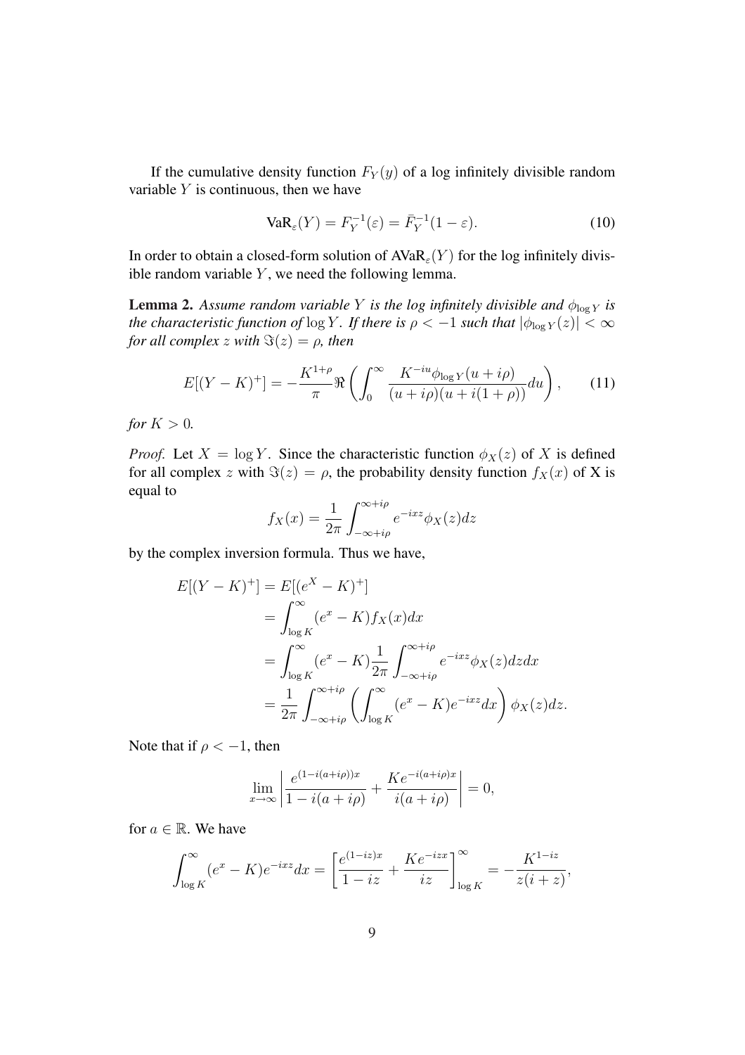If the cumulative density function $F_Y(y)$ of a log infinitely divisible random variable $Y$ is continuous, then we have

$$\text{VaR}_\varepsilon(Y) = F_Y^{-1}(\varepsilon) = \bar{F}_Y^{-1}(1-\varepsilon). \tag{10}$$

In order to obtain a closed-form solution of $\text{AVaR}_\varepsilon(Y)$ for the log infinitely divisible random variable $Y$, we need the following lemma.

**Lemma 2.** *Assume random variable $Y$ is the log infinitely divisible and $\phi_{\log Y}$ is the characteristic function of $\log Y$. If there is $\rho < -1$ such that $|\phi_{\log Y}(z)| < \infty$ for all complex $z$ with $\Im(z) = \rho$, then*

$$E[(Y-K)^+] = -\frac{K^{1+\rho}}{\pi}\Re\left(\int_0^\infty \frac{K^{-iu}\phi_{\log Y}(u+i\rho)}{(u+i\rho)(u+i(1+\rho))}du\right), \tag{11}$$

*for $K > 0$.*

*Proof.* Let $X = \log Y$. Since the characteristic function $\phi_X(z)$ of $X$ is defined for all complex $z$ with $\Im(z) = \rho$, the probability density function $f_X(x)$ of X is equal to

$$f_X(x) = \frac{1}{2\pi}\int_{-\infty+i\rho}^{\infty+i\rho} e^{-ixz}\phi_X(z)dz$$

by the complex inversion formula. Thus we have,

$$\begin{aligned}
E[(Y-K)^+] &= E[(e^X - K)^+] \\
&= \int_{\log K}^\infty (e^x - K) f_X(x)dx \\
&= \int_{\log K}^\infty (e^x - K)\frac{1}{2\pi}\int_{-\infty+i\rho}^{\infty+i\rho} e^{-ixz}\phi_X(z)dzdx \\
&= \frac{1}{2\pi}\int_{-\infty+i\rho}^{\infty+i\rho}\left(\int_{\log K}^\infty (e^x - K)e^{-ixz}dx\right)\phi_X(z)dz.
\end{aligned}$$

Note that if $\rho < -1$, then

$$\lim_{x\to\infty}\left|\frac{e^{(1-i(a+i\rho))x}}{1-i(a+i\rho)} + \frac{Ke^{-i(a+i\rho)x}}{i(a+i\rho)}\right| = 0,$$

for $a \in \mathbb{R}$. We have

$$\int_{\log K}^\infty (e^x - K)e^{-ixz}dx = \left[\frac{e^{(1-iz)x}}{1-iz} + \frac{Ke^{-izx}}{iz}\right]_{\log K}^\infty = -\frac{K^{1-iz}}{z(i+z)},$$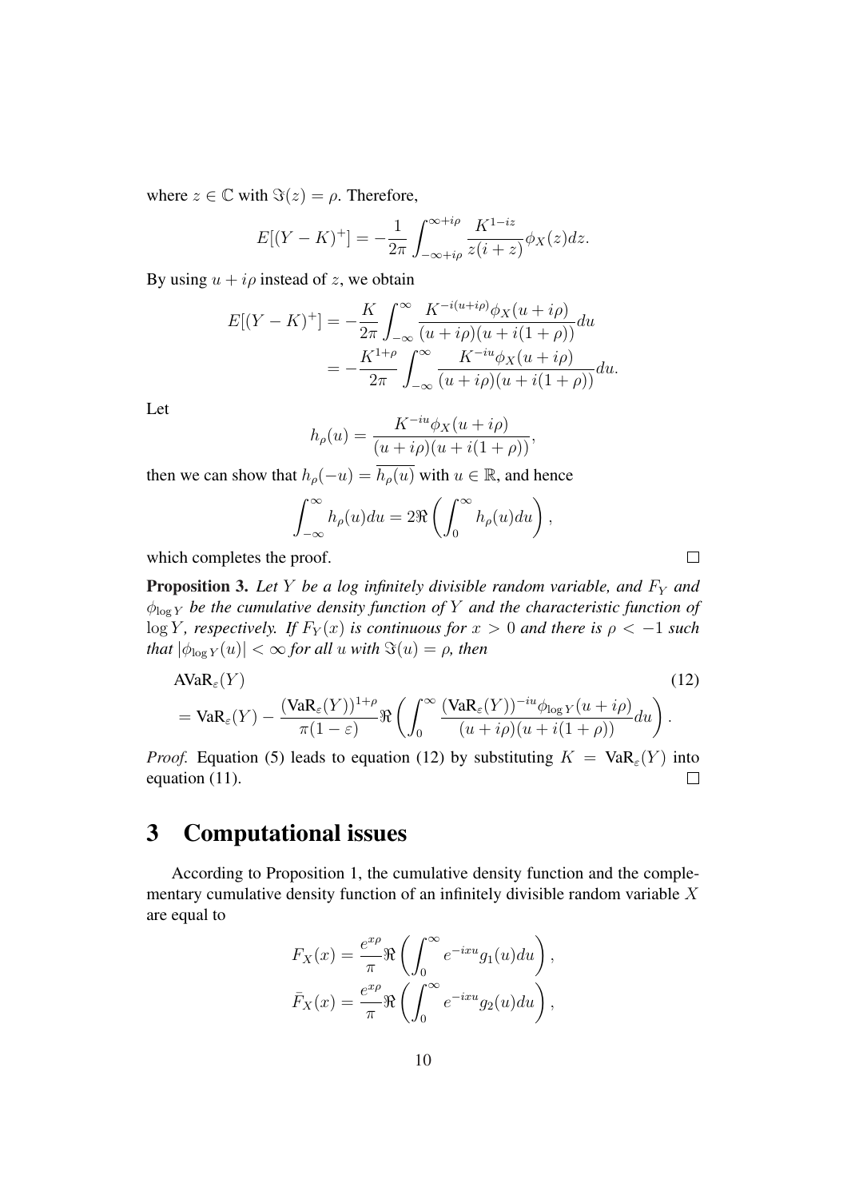where $z \in \mathbb{C}$ with $\Im(z) = \rho$. Therefore,

$$E[(Y-K)^+] = -\frac{1}{2\pi} \int_{-\infty+i\rho}^{\infty+i\rho} \frac{K^{1-iz}}{z(i+z)} \phi_X(z) dz.$$

By using $u + i\rho$ instead of $z$, we obtain

$$\begin{aligned}
E[(Y-K)^+] &= -\frac{K}{2\pi} \int_{-\infty}^{\infty} \frac{K^{-i(u+i\rho)} \phi_X(u+i\rho)}{(u+i\rho)(u+i(1+\rho))} du \\
&= -\frac{K^{1+\rho}}{2\pi} \int_{-\infty}^{\infty} \frac{K^{-iu} \phi_X(u+i\rho)}{(u+i\rho)(u+i(1+\rho))} du.
\end{aligned}$$

Let

$$h_\rho(u) = \frac{K^{-iu} \phi_X(u+i\rho)}{(u+i\rho)(u+i(1+\rho))},$$

then we can show that $h_\rho(-u) = \overline{h_\rho(u)}$ with $u \in \mathbb{R}$, and hence

$$\int_{-\infty}^{\infty} h_\rho(u) du = 2\Re\left( \int_0^{\infty} h_\rho(u) du \right),$$

which completes the proof. $\square$

**Proposition 3.** *Let $Y$ be a log infinitely divisible random variable, and $F_Y$ and $\phi_{\log Y}$ be the cumulative density function of $Y$ and the characteristic function of $\log Y$, respectively. If $F_Y(x)$ is continuous for $x > 0$ and there is $\rho < -1$ such that $|\phi_{\log Y}(u)| < \infty$ for all $u$ with $\Im(u) = \rho$, then*

$$\begin{aligned}
&\text{AVaR}_\varepsilon(Y) \qquad (12)\\
&= \text{VaR}_\varepsilon(Y) - \frac{(\text{VaR}_\varepsilon(Y))^{1+\rho}}{\pi(1-\varepsilon)} \Re\left( \int_0^{\infty} \frac{(\text{VaR}_\varepsilon(Y))^{-iu} \phi_{\log Y}(u+i\rho)}{(u+i\rho)(u+i(1+\rho))} du \right).
\end{aligned}$$

*Proof.* Equation (5) leads to equation (12) by substituting $K = \text{VaR}_\varepsilon(Y)$ into equation (11). $\square$

# 3 Computational issues

According to Proposition 1, the cumulative density function and the complementary cumulative density function of an infinitely divisible random variable $X$ are equal to

$$\begin{aligned}
F_X(x) &= \frac{e^{x\rho}}{\pi} \Re\left( \int_0^{\infty} e^{-ixu} g_1(u) du \right), \\
\bar{F}_X(x) &= \frac{e^{x\rho}}{\pi} \Re\left( \int_0^{\infty} e^{-ixu} g_2(u) du \right),
\end{aligned}$$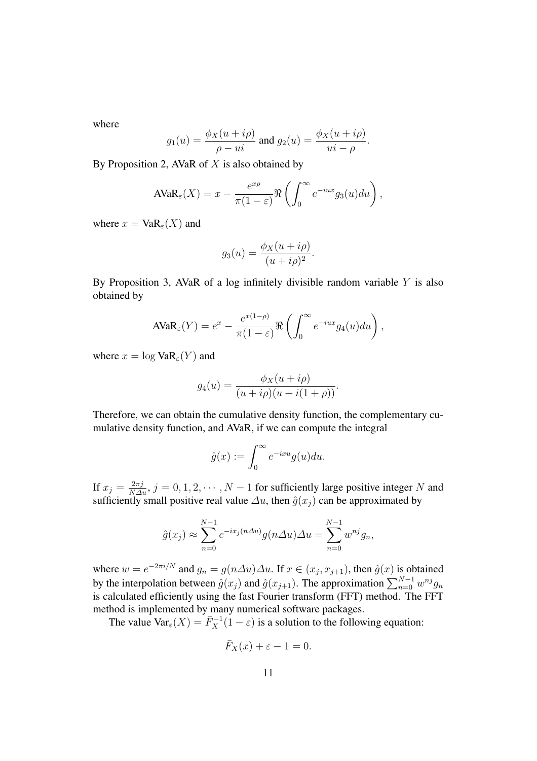where

$$g_1(u) = \frac{\phi_X(u + i\rho)}{\rho - ui} \text{ and } g_2(u) = \frac{\phi_X(u + i\rho)}{ui - \rho}.$$

By Proposition 2, AVaR of $X$ is also obtained by

$$\text{AVaR}_\varepsilon(X) = x - \frac{e^{x\rho}}{\pi(1-\varepsilon)} \Re\left(\int_0^\infty e^{-iux} g_3(u) du\right),$$

where $x = \text{VaR}_\varepsilon(X)$ and

$$g_3(u) = \frac{\phi_X(u + i\rho)}{(u + i\rho)^2}.$$

By Proposition 3, AVaR of a log infinitely divisible random variable $Y$ is also obtained by

$$\text{AVaR}_\varepsilon(Y) = e^x - \frac{e^{x(1-\rho)}}{\pi(1-\varepsilon)} \Re\left(\int_0^\infty e^{-iux} g_4(u) du\right),$$

where $x = \log \text{VaR}_\varepsilon(Y)$ and

$$g_4(u) = \frac{\phi_X(u + i\rho)}{(u + i\rho)(u + i(1+\rho))}.$$

Therefore, we can obtain the cumulative density function, the complementary cumulative density function, and AVaR, if we can compute the integral

$$\hat{g}(x) := \int_0^\infty e^{-ixu} g(u) du.$$

If $x_j = \frac{2\pi j}{N \Delta u}$, $j = 0, 1, 2, \cdots, N-1$ for sufficiently large positive integer $N$ and sufficiently small positive real value $\Delta u$, then $\hat{g}(x_j)$ can be approximated by

$$\hat{g}(x_j) \approx \sum_{n=0}^{N-1} e^{-ix_j(n\Delta u)} g(n\Delta u)\Delta u = \sum_{n=0}^{N-1} w^{nj} g_n,$$

where $w = e^{-2\pi i/N}$ and $g_n = g(n\Delta u)\Delta u$. If $x \in (x_j, x_{j+1})$, then $\hat{g}(x)$ is obtained by the interpolation between $\hat{g}(x_j)$ and $\hat{g}(x_{j+1})$. The approximation $\sum_{n=0}^{N-1} w^{nj} g_n$ is calculated efficiently using the fast Fourier transform (FFT) method. The FFT method is implemented by many numerical software packages.

The value $\text{Var}_\varepsilon(X) = \bar{F}_X^{-1}(1-\varepsilon)$ is a solution to the following equation:

$$\bar{F}_X(x) + \varepsilon - 1 = 0.$$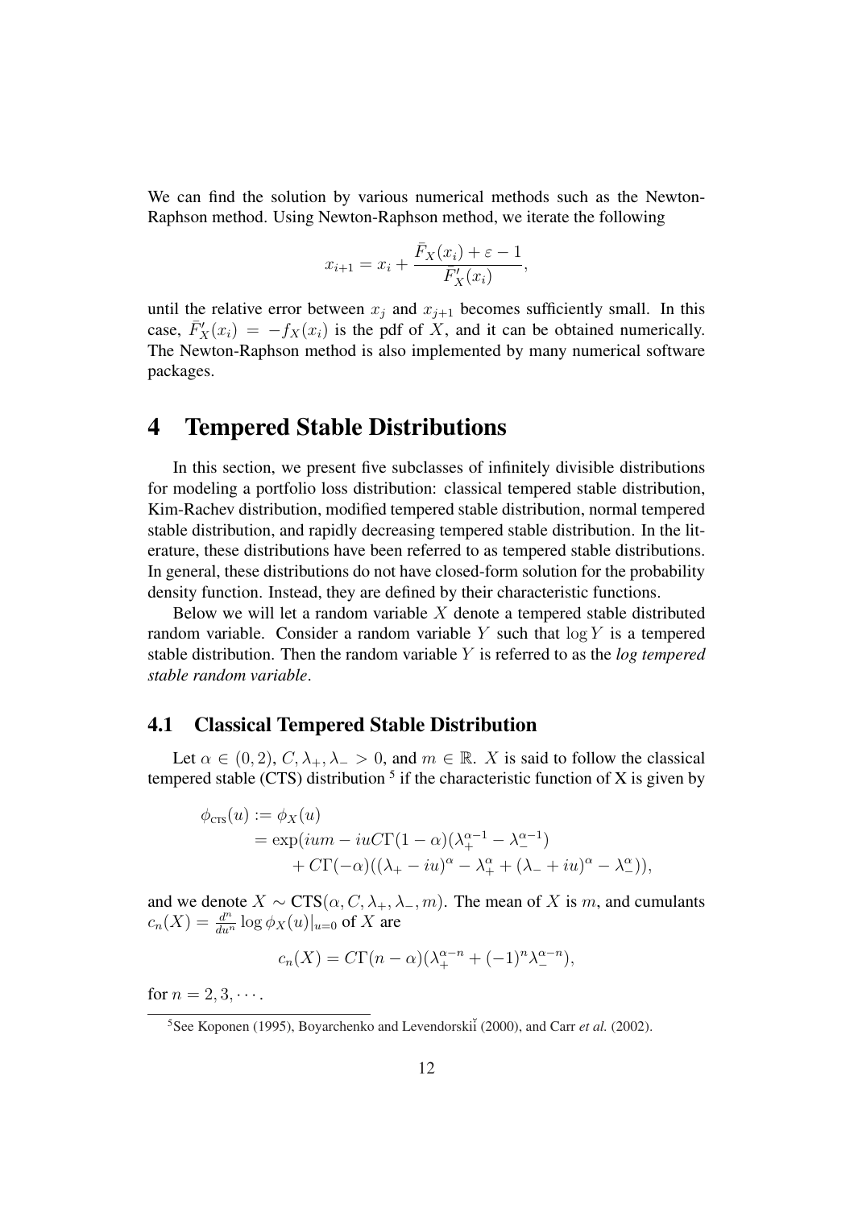We can find the solution by various numerical methods such as the Newton-Raphson method. Using Newton-Raphson method, we iterate the following

$$x_{i+1} = x_i + \frac{\bar{F}_X(x_i) + \varepsilon - 1}{\bar{F}'_X(x_i)},$$

until the relative error between $x_j$ and $x_{j+1}$ becomes sufficiently small. In this case, $\bar{F}'_X(x_i) = -f_X(x_i)$ is the pdf of $X$, and it can be obtained numerically. The Newton-Raphson method is also implemented by many numerical software packages.

# 4 Tempered Stable Distributions

In this section, we present five subclasses of infinitely divisible distributions for modeling a portfolio loss distribution: classical tempered stable distribution, Kim-Rachev distribution, modified tempered stable distribution, normal tempered stable distribution, and rapidly decreasing tempered stable distribution. In the literature, these distributions have been referred to as tempered stable distributions. In general, these distributions do not have closed-form solution for the probability density function. Instead, they are defined by their characteristic functions.

Below we will let a random variable $X$ denote a tempered stable distributed random variable. Consider a random variable $Y$ such that $\log Y$ is a tempered stable distribution. Then the random variable $Y$ is referred to as the *log tempered stable random variable*.

## 4.1 Classical Tempered Stable Distribution

Let $\alpha \in (0, 2)$, $C, \lambda_+, \lambda_- > 0$, and $m \in \mathbb{R}$. $X$ is said to follow the classical tempered stable (CTS) distribution [5] if the characteristic function of X is given by

$$\begin{aligned}
\phi_{\text{CTS}}(u) &:= \phi_X(u) \\
&= \exp(ium - iuC\Gamma(1-\alpha)(\lambda_+^{\alpha-1} - \lambda_-^{\alpha-1}) \\
&\quad + C\Gamma(-\alpha)((\lambda_+ - iu)^\alpha - \lambda_+^\alpha + (\lambda_- + iu)^\alpha - \lambda_-^\alpha)),
\end{aligned}$$

and we denote $X \sim \text{CTS}(\alpha, C, \lambda_+, \lambda_-, m)$. The mean of $X$ is $m$, and cumulants $c_n(X) = \frac{d^n}{du^n} \log \phi_X(u)|_{u=0}$ of $X$ are

$$c_n(X) = C\Gamma(n-\alpha)(\lambda_+^{\alpha-n} + (-1)^n \lambda_-^{\alpha-n}),$$

for $n = 2, 3, \cdots$.

[5] See Koponen (1995), Boyarchenko and Levendorskiĭ (2000), and Carr *et al.* (2002).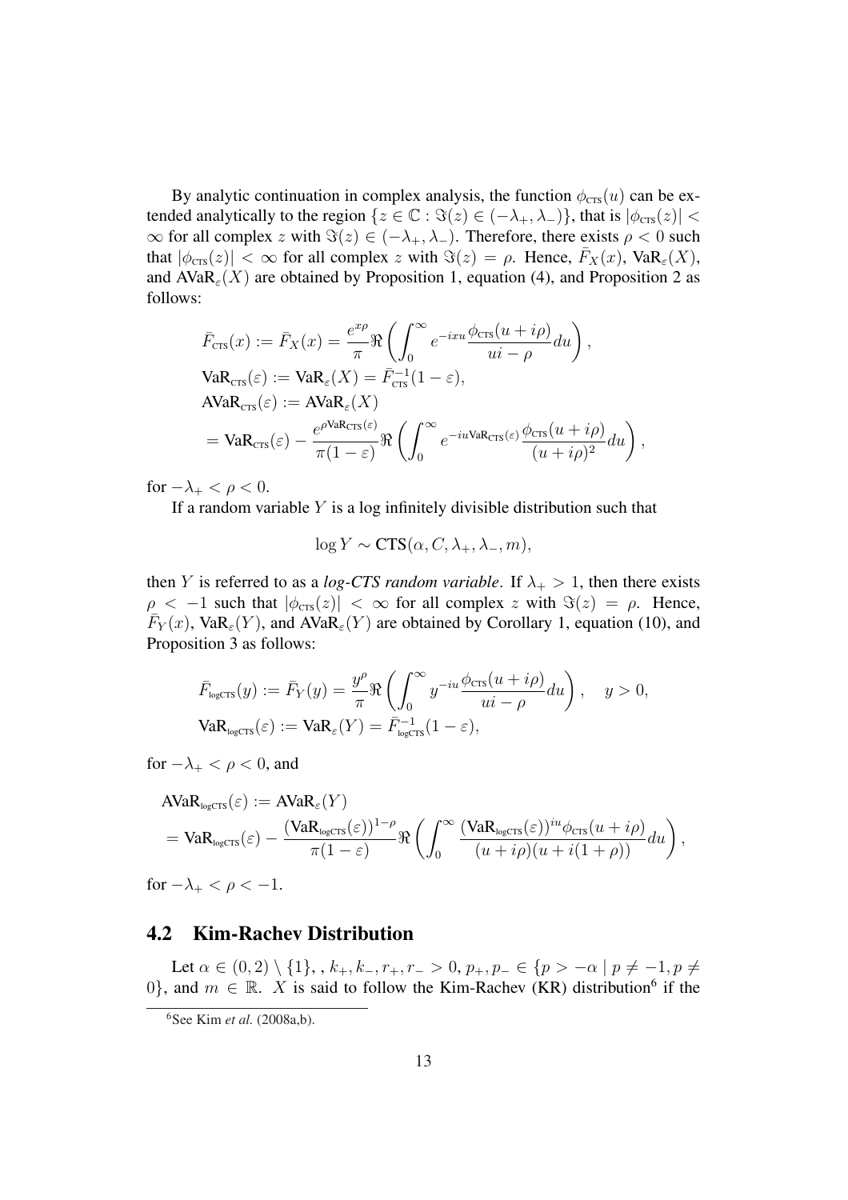By analytic continuation in complex analysis, the function $\phi_{\text{CTS}}(u)$ can be extended analytically to the region $\{z \in \mathbb{C} : \Im(z) \in (-\lambda_+, \lambda_-)\}$, that is $|\phi_{\text{CTS}}(z)| < \infty$ for all complex $z$ with $\Im(z) \in (-\lambda_+, \lambda_-)$. Therefore, there exists $\rho < 0$ such that $|\phi_{\text{CTS}}(z)| < \infty$ for all complex $z$ with $\Im(z) = \rho$. Hence, $\bar{F}_X(x)$, $\text{VaR}_\varepsilon(X)$, and $\text{AVaR}_\varepsilon(X)$ are obtained by Proposition 1, equation (4), and Proposition 2 as follows:

$$
\begin{aligned}
&\bar{F}_{\text{CTS}}(x) := \bar{F}_X(x) = \frac{e^{x\rho}}{\pi} \Re \left( \int_0^\infty e^{-ixu} \frac{\phi_{\text{CTS}}(u + i\rho)}{ui - \rho} du \right), \\
&\text{VaR}_{\text{CTS}}(\varepsilon) := \text{VaR}_\varepsilon(X) = \bar{F}_{\text{CTS}}^{-1}(1 - \varepsilon), \\
&\text{AVaR}_{\text{CTS}}(\varepsilon) := \text{AVaR}_\varepsilon(X) \\
&= \text{VaR}_{\text{CTS}}(\varepsilon) - \frac{e^{\rho \text{VaR}_{\text{CTS}}(\varepsilon)}}{\pi(1 - \varepsilon)} \Re \left( \int_0^\infty e^{-iu\text{VaR}_{\text{CTS}}(\varepsilon)} \frac{\phi_{\text{CTS}}(u + i\rho)}{(u + i\rho)^2} du \right),
\end{aligned}
$$

for $-\lambda_+ < \rho < 0$.

If a random variable $Y$ is a log infinitely divisible distribution such that

$$
\log Y \sim \text{CTS}(\alpha, C, \lambda_+, \lambda_-, m),
$$

then $Y$ is referred to as a *log-CTS random variable*. If $\lambda_+ > 1$, then there exists $\rho < -1$ such that $|\phi_{\text{CTS}}(z)| < \infty$ for all complex $z$ with $\Im(z) = \rho$. Hence, $\bar{F}_Y(x)$, $\text{VaR}_\varepsilon(Y)$, and $\text{AVaR}_\varepsilon(Y)$ are obtained by Corollary 1, equation (10), and Proposition 3 as follows:

$$
\begin{aligned}
&\bar{F}_{\text{logCTS}}(y) := \bar{F}_Y(y) = \frac{y^\rho}{\pi} \Re \left( \int_0^\infty y^{-iu} \frac{\phi_{\text{CTS}}(u + i\rho)}{ui - \rho} du \right), \quad y > 0, \\
&\text{VaR}_{\text{logCTS}}(\varepsilon) := \text{VaR}_\varepsilon(Y) = \bar{F}_{\text{logCTS}}^{-1}(1 - \varepsilon),
\end{aligned}
$$

for $-\lambda_+ < \rho < 0$, and

$$
\begin{aligned}
&\text{AVaR}_{\text{logCTS}}(\varepsilon) := \text{AVaR}_\varepsilon(Y) \\
&= \text{VaR}_{\text{logCTS}}(\varepsilon) - \frac{(\text{VaR}_{\text{logCTS}}(\varepsilon))^{1-\rho}}{\pi(1 - \varepsilon)} \Re \left( \int_0^\infty \frac{(\text{VaR}_{\text{logCTS}}(\varepsilon))^{iu} \phi_{\text{CTS}}(u + i\rho)}{(u + i\rho)(u + i(1 + \rho))} du \right),
\end{aligned}
$$

for $-\lambda_+ < \rho < -1$.

## 4.2 Kim-Rachev Distribution

Let $\alpha \in (0, 2) \setminus \{1\}$, , $k_+, k_-, r_+, r_- > 0$, $p_+, p_- \in \{p > -\alpha \mid p \neq -1, p \neq 0\}$, and $m \in \mathbb{R}$. $X$ is said to follow the Kim-Rachev (KR) distribution[6] if the

[6] See Kim *et al.* (2008a,b).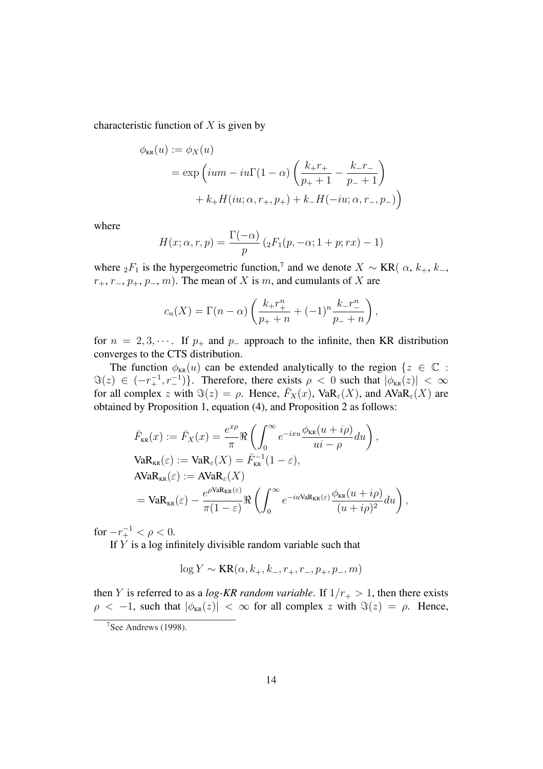characteristic function of $X$ is given by

$$
\begin{aligned}
\phi_{\text{KR}}(u) &:= \phi_X(u) \\
&= \exp\Big(ium - iu\Gamma(1-\alpha)\left(\frac{k_+r_+}{p_++1} - \frac{k_-r_-}{p_-+1}\right) \\
&\quad + k_+H(iu;\alpha,r_+,p_+) + k_-H(-iu;\alpha,r_-,p_-)\Big)
\end{aligned}
$$

where

$$
H(x;\alpha,r,p) = \frac{\Gamma(-\alpha)}{p}\left({}_2F_1(p,-\alpha;1+p;rx) - 1\right)
$$

where ${}_2F_1$ is the hypergeometric function,[7] and we denote $X \sim \text{KR}(\alpha, k_+, k_-, r_+, r_-, p_+, p_-, m)$. The mean of $X$ is $m$, and cumulants of $X$ are

$$
c_n(X) = \Gamma(n-\alpha)\left(\frac{k_+r_+^n}{p_++n} + (-1)^n\frac{k_-r_-^n}{p_-+n}\right),
$$

for $n = 2, 3, \cdots$. If $p_+$ and $p_-$ approach to the infinite, then KR distribution converges to the CTS distribution.

The function $\phi_{\text{KR}}(u)$ can be extended analytically to the region $\{z \in \mathbb{C} : \Im(z) \in (-r_+^{-1}, r_-^{-1})\}$. Therefore, there exists $\rho < 0$ such that $|\phi_{\text{KR}}(z)| < \infty$ for all complex $z$ with $\Im(z) = \rho$. Hence, $\bar{F}_X(x)$, $\text{VaR}_\varepsilon(X)$, and $\text{AVaR}_\varepsilon(X)$ are obtained by Proposition 1, equation (4), and Proposition 2 as follows:

$$
\begin{aligned}
&\bar{F}_{\text{KR}}(x) := \bar{F}_X(x) = \frac{e^{x\rho}}{\pi}\Re\left(\int_0^\infty e^{-ixu}\frac{\phi_{\text{KR}}(u+i\rho)}{ui-\rho}du\right), \\
&\text{VaR}_{\text{KR}}(\varepsilon) := \text{VaR}_\varepsilon(X) = \bar{F}_{\text{KR}}^{-1}(1-\varepsilon), \\
&\text{AVaR}_{\text{KR}}(\varepsilon) := \text{AVaR}_\varepsilon(X) \\
&= \text{VaR}_{\text{KR}}(\varepsilon) - \frac{e^{\rho \text{VaR}_{\text{KR}}(\varepsilon)}}{\pi(1-\varepsilon)}\Re\left(\int_0^\infty e^{-iu\text{VaR}_{\text{KR}}(\varepsilon)}\frac{\phi_{\text{KR}}(u+i\rho)}{(u+i\rho)^2}du\right),
\end{aligned}
$$

for $-r_+^{-1} < \rho < 0$.

If $Y$ is a log infinitely divisible random variable such that

$$
\log Y \sim \text{KR}(\alpha, k_+, k_-, r_+, r_-, p_+, p_-, m)
$$

then $Y$ is referred to as a *log-KR random variable*. If $1/r_+ > 1$, then there exists $\rho < -1$, such that $|\phi_{\text{KR}}(z)| < \infty$ for all complex $z$ with $\Im(z) = \rho$. Hence,

[7] See Andrews (1998).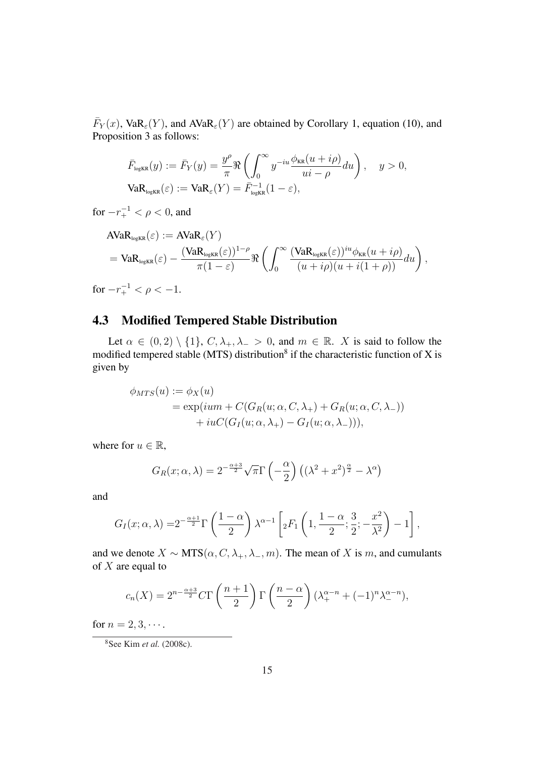$\bar{F}_Y(x)$, $\text{VaR}_\varepsilon(Y)$, and $\text{AVaR}_\varepsilon(Y)$ are obtained by Corollary 1, equation (10), and Proposition 3 as follows:

$$
\begin{aligned}
&\bar{F}_{\text{logKR}}(y) := \bar{F}_Y(y) = \frac{y^\rho}{\pi} \Re \left( \int_0^\infty y^{-iu} \frac{\phi_{\text{KR}}(u+i\rho)}{ui-\rho} du \right), \quad y > 0, \\
&\text{VaR}_{\text{logKR}}(\varepsilon) := \text{VaR}_\varepsilon(Y) = \bar{F}^{-1}_{\text{logKR}}(1-\varepsilon),
\end{aligned}
$$

for $-r_+^{-1} < \rho < 0$, and

$$
\begin{aligned}
&\text{AVaR}_{\text{logKR}}(\varepsilon) := \text{AVaR}_\varepsilon(Y) \\
&= \text{VaR}_{\text{logKR}}(\varepsilon) - \frac{(\text{VaR}_{\text{logKR}}(\varepsilon))^{1-\rho}}{\pi(1-\varepsilon)} \Re \left( \int_0^\infty \frac{(\text{VaR}_{\text{logKR}}(\varepsilon))^{iu} \phi_{\text{KR}}(u+i\rho)}{(u+i\rho)(u+i(1+\rho))} du \right),
\end{aligned}
$$

for $-r_+^{-1} < \rho < -1$.

## 4.3 Modified Tempered Stable Distribution

Let $\alpha \in (0,2) \setminus \{1\}$, $C, \lambda_+, \lambda_- > 0$, and $m \in \mathbb{R}$. $X$ is said to follow the modified tempered stable (MTS) distribution[8] if the characteristic function of X is given by

$$
\begin{aligned}
\phi_{MTS}(u) &:= \phi_X(u) \\
&= \exp(ium + C(G_R(u;\alpha,C,\lambda_+) + G_R(u;\alpha,C,\lambda_-)) \\
&\quad + iuC(G_I(u;\alpha,\lambda_+) - G_I(u;\alpha,\lambda_-))),
\end{aligned}
$$

where for $u \in \mathbb{R}$,

$$
G_R(x;\alpha,\lambda) = 2^{-\frac{\alpha+3}{2}} \sqrt{\pi} \Gamma\left(-\frac{\alpha}{2}\right) \left( (\lambda^2 + x^2)^{\frac{\alpha}{2}} - \lambda^\alpha \right)
$$

and

$$
G_I(x;\alpha,\lambda) = 2^{-\frac{\alpha+1}{2}} \Gamma\left(\frac{1-\alpha}{2}\right) \lambda^{\alpha-1} \left[ {}_2F_1\left(1, \frac{1-\alpha}{2}; \frac{3}{2}; -\frac{x^2}{\lambda^2}\right) - 1 \right],
$$

and we denote $X \sim \text{MTS}(\alpha, C, \lambda_+, \lambda_-, m)$. The mean of $X$ is $m$, and cumulants of $X$ are equal to

$$
c_n(X) = 2^{n-\frac{\alpha+3}{2}} C \Gamma\left(\frac{n+1}{2}\right) \Gamma\left(\frac{n-\alpha}{2}\right) (\lambda_+^{\alpha-n} + (-1)^n \lambda_-^{\alpha-n}),
$$

for $n = 2, 3, \cdots$.

[8] See Kim *et al.* (2008c).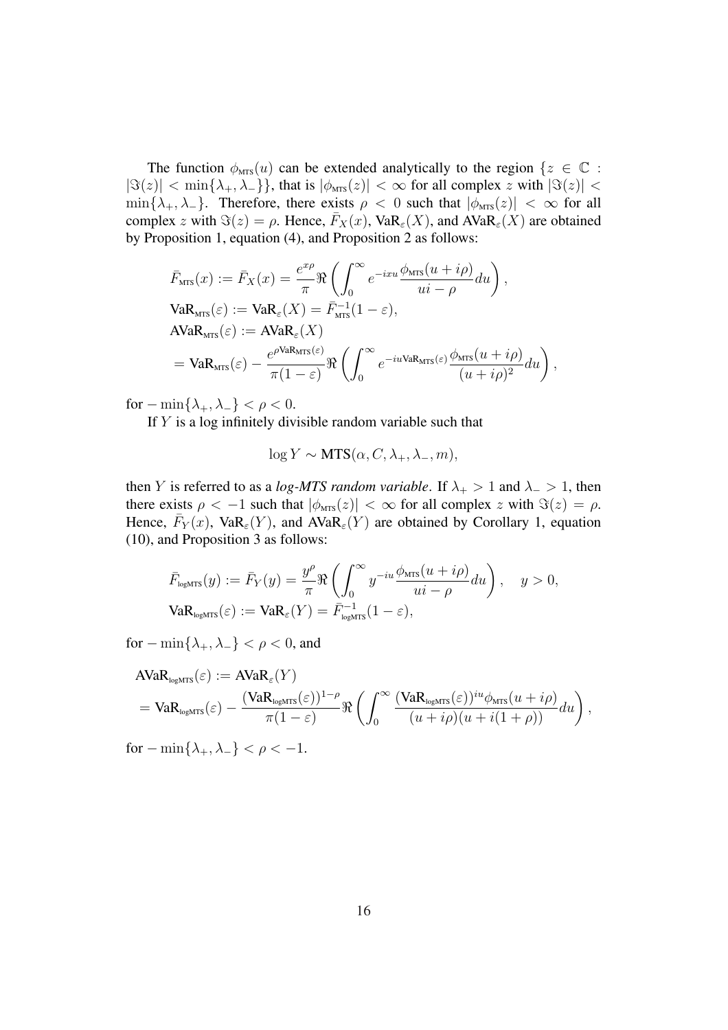The function $\phi_{\text{MTS}}(u)$ can be extended analytically to the region $\{z \in \mathbb{C} : |\Im(z)| < \min\{\lambda_+, \lambda_-\}\}$, that is $|\phi_{\text{MTS}}(z)| < \infty$ for all complex $z$ with $|\Im(z)| < \min\{\lambda_+, \lambda_-\}$. Therefore, there exists $\rho < 0$ such that $|\phi_{\text{MTS}}(z)| < \infty$ for all complex $z$ with $\Im(z) = \rho$. Hence, $\bar{F}_X(x)$, $\text{VaR}_\varepsilon(X)$, and $\text{AVaR}_\varepsilon(X)$ are obtained by Proposition 1, equation (4), and Proposition 2 as follows:

$$
\begin{aligned}
&\bar{F}_{\text{MTS}}(x) := \bar{F}_X(x) = \frac{e^{x\rho}}{\pi}\Re\left(\int_0^\infty e^{-ixu}\frac{\phi_{\text{MTS}}(u+i\rho)}{ui-\rho}du\right),\\
&\text{VaR}_{\text{MTS}}(\varepsilon) := \text{VaR}_\varepsilon(X) = \bar{F}_{\text{MTS}}^{-1}(1-\varepsilon),\\
&\text{AVaR}_{\text{MTS}}(\varepsilon) := \text{AVaR}_\varepsilon(X)\\
&= \text{VaR}_{\text{MTS}}(\varepsilon) - \frac{e^{\rho \text{VaR}_{\text{MTS}}(\varepsilon)}}{\pi(1-\varepsilon)}\Re\left(\int_0^\infty e^{-iu\text{VaR}_{\text{MTS}}(\varepsilon)}\frac{\phi_{\text{MTS}}(u+i\rho)}{(u+i\rho)^2}du\right),
\end{aligned}
$$

for $-\min\{\lambda_+, \lambda_-\} < \rho < 0$.

If $Y$ is a log infinitely divisible random variable such that

$$
\log Y \sim \text{MTS}(\alpha, C, \lambda_+, \lambda_-, m),
$$

then $Y$ is referred to as a *log-MTS random variable*. If $\lambda_+ > 1$ and $\lambda_- > 1$, then there exists $\rho < -1$ such that $|\phi_{\text{MTS}}(z)| < \infty$ for all complex $z$ with $\Im(z) = \rho$. Hence, $\bar{F}_Y(x)$, $\text{VaR}_\varepsilon(Y)$, and $\text{AVaR}_\varepsilon(Y)$ are obtained by Corollary 1, equation (10), and Proposition 3 as follows:

$$
\begin{aligned}
&\bar{F}_{\text{logMTS}}(y) := \bar{F}_Y(y) = \frac{y^\rho}{\pi}\Re\left(\int_0^\infty y^{-iu}\frac{\phi_{\text{MTS}}(u+i\rho)}{ui-\rho}du\right), \quad y > 0,\\
&\text{VaR}_{\text{logMTS}}(\varepsilon) := \text{VaR}_\varepsilon(Y) = \bar{F}_{\text{logMTS}}^{-1}(1-\varepsilon),
\end{aligned}
$$

for $-\min\{\lambda_+, \lambda_-\} < \rho < 0$, and

$$
\begin{aligned}
&\text{AVaR}_{\text{logMTS}}(\varepsilon) := \text{AVaR}_\varepsilon(Y)\\
&= \text{VaR}_{\text{logMTS}}(\varepsilon) - \frac{(\text{VaR}_{\text{logMTS}}(\varepsilon))^{1-\rho}}{\pi(1-\varepsilon)}\Re\left(\int_0^\infty \frac{(\text{VaR}_{\text{logMTS}}(\varepsilon))^{iu}\phi_{\text{MTS}}(u+i\rho)}{(u+i\rho)(u+i(1+\rho))}du\right),
\end{aligned}
$$

for $-\min\{\lambda_+, \lambda_-\} < \rho < -1$.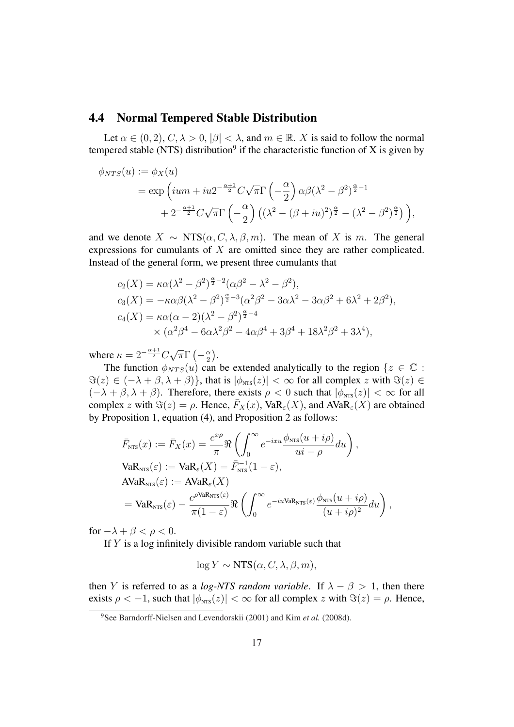### 4.4 Normal Tempered Stable Distribution

Let $\alpha \in (0, 2)$, $C, \lambda > 0$, $|\beta| < \lambda$, and $m \in \mathbb{R}$. $X$ is said to follow the normal tempered stable (NTS) distribution[9] if the characteristic function of X is given by

$$
\begin{aligned}
\phi_{NTS}(u) &:= \phi_X(u) \\
&= \exp\Big( ium + iu2^{-\frac{\alpha+1}{2}} C\sqrt{\pi}\Gamma\left(-\frac{\alpha}{2}\right)\alpha\beta(\lambda^2-\beta^2)^{\frac{\alpha}{2}-1} \\
&\quad + 2^{-\frac{\alpha+1}{2}} C\sqrt{\pi}\Gamma\left(-\frac{\alpha}{2}\right)\left((\lambda^2-(\beta+iu)^2)^{\frac{\alpha}{2}} - (\lambda^2-\beta^2)^{\frac{\alpha}{2}}\right)\Big),
\end{aligned}
$$

and we denote $X \sim \text{NTS}(\alpha, C, \lambda, \beta, m)$. The mean of $X$ is $m$. The general expressions for cumulants of $X$ are omitted since they are rather complicated. Instead of the general form, we present three cumulants that

$$
\begin{aligned}
c_2(X) &= \kappa\alpha(\lambda^2-\beta^2)^{\frac{\alpha}{2}-2}(\alpha\beta^2-\lambda^2-\beta^2), \\
c_3(X) &= -\kappa\alpha\beta(\lambda^2-\beta^2)^{\frac{\alpha}{2}-3}(\alpha^2\beta^2-3\alpha\lambda^2-3\alpha\beta^2+6\lambda^2+2\beta^2), \\
c_4(X) &= \kappa\alpha(\alpha-2)(\lambda^2-\beta^2)^{\frac{\alpha}{2}-4} \\
&\quad \times (\alpha^2\beta^4-6\alpha\lambda^2\beta^2-4\alpha\beta^4+3\beta^4+18\lambda^2\beta^2+3\lambda^4),
\end{aligned}
$$

where $\kappa = 2^{-\frac{\alpha+1}{2}} C\sqrt{\pi}\Gamma\left(-\frac{\alpha}{2}\right)$.

The function $\phi_{NTS}(u)$ can be extended analytically to the region $\{z \in \mathbb{C} : \Im(z) \in (-\lambda+\beta, \lambda+\beta)\}$, that is $|\phi_{\text{NTS}}(z)| < \infty$ for all complex $z$ with $\Im(z) \in (-\lambda+\beta, \lambda+\beta)$. Therefore, there exists $\rho < 0$ such that $|\phi_{\text{NTS}}(z)| < \infty$ for all complex $z$ with $\Im(z) = \rho$. Hence, $\bar{F}_X(x)$, $\text{VaR}_\varepsilon(X)$, and $\text{AVaR}_\varepsilon(X)$ are obtained by Proposition 1, equation (4), and Proposition 2 as follows:

$$
\begin{aligned}
\bar{F}_{\text{NTS}}(x) &:= \bar{F}_X(x) = \frac{e^{x\rho}}{\pi}\Re\left(\int_0^\infty e^{-ixu}\frac{\phi_{\text{NTS}}(u+i\rho)}{ui-\rho}du\right), \\
\text{VaR}_{\text{NTS}}(\varepsilon) &:= \text{VaR}_\varepsilon(X) = \bar{F}_{\text{NTS}}^{-1}(1-\varepsilon), \\
\text{AVaR}_{\text{NTS}}(\varepsilon) &:= \text{AVaR}_\varepsilon(X) \\
&= \text{VaR}_{\text{NTS}}(\varepsilon) - \frac{e^{\rho\text{VaR}_{\text{NTS}}(\varepsilon)}}{\pi(1-\varepsilon)}\Re\left(\int_0^\infty e^{-iu\text{VaR}_{\text{NTS}}(\varepsilon)}\frac{\phi_{\text{NTS}}(u+i\rho)}{(u+i\rho)^2}du\right),
\end{aligned}
$$

for $-\lambda+\beta < \rho < 0$.

If $Y$ is a log infinitely divisible random variable such that

$$
\log Y \sim \text{NTS}(\alpha, C, \lambda, \beta, m),
$$

then $Y$ is referred to as a *log-NTS random variable*. If $\lambda - \beta > 1$, then there exists $\rho < -1$, such that $|\phi_{\text{NTS}}(z)| < \infty$ for all complex $z$ with $\Im(z) = \rho$. Hence,

[9] See Barndorff-Nielsen and Levendorskii (2001) and Kim *et al.* (2008d).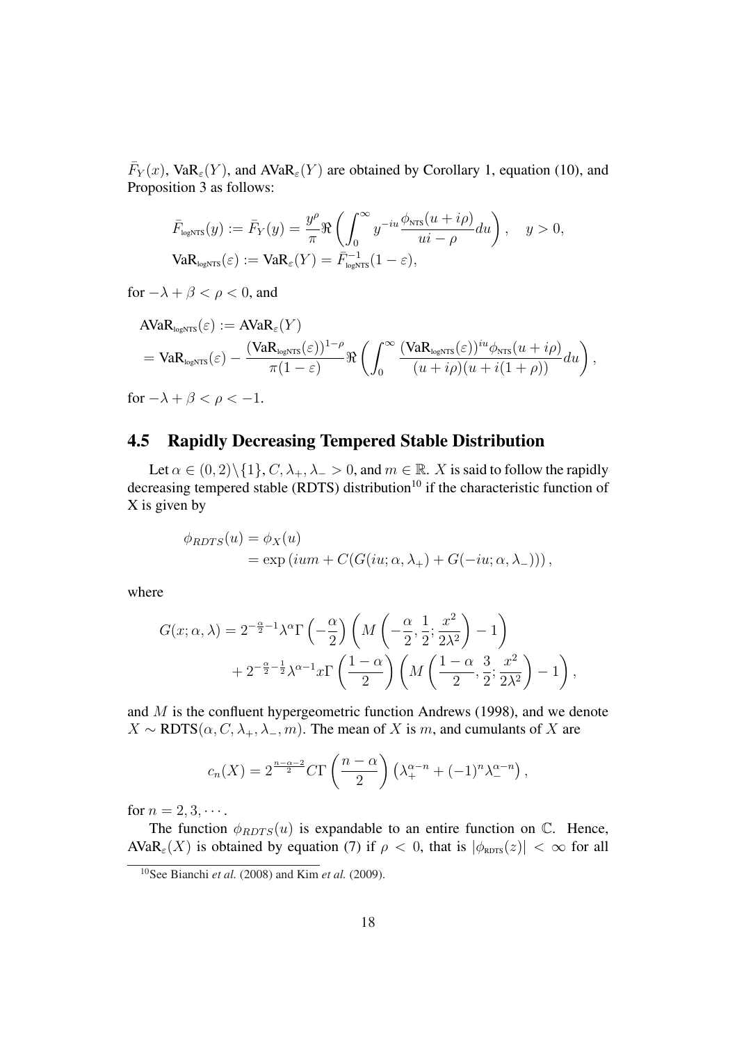$\bar{F}_Y(x)$, $\text{VaR}_\varepsilon(Y)$, and $\text{AVaR}_\varepsilon(Y)$ are obtained by Corollary 1, equation (10), and Proposition 3 as follows:

$$\bar{F}_{\text{logNTS}}(y) := \bar{F}_Y(y) = \frac{y^\rho}{\pi}\Re\left(\int_0^\infty y^{-iu}\frac{\phi_{\text{NTS}}(u+i\rho)}{ui-\rho}du\right), \quad y>0,$$
$$\text{VaR}_{\text{logNTS}}(\varepsilon) := \text{VaR}_\varepsilon(Y) = \bar{F}^{-1}_{\text{logNTS}}(1-\varepsilon),$$

for $-\lambda+\beta<\rho<0$, and

$$\begin{aligned}
&\text{AVaR}_{\text{logNTS}}(\varepsilon) := \text{AVaR}_\varepsilon(Y)\\
&= \text{VaR}_{\text{logNTS}}(\varepsilon) - \frac{(\text{VaR}_{\text{logNTS}}(\varepsilon))^{1-\rho}}{\pi(1-\varepsilon)}\Re\left(\int_0^\infty \frac{(\text{VaR}_{\text{logNTS}}(\varepsilon))^{iu}\phi_{\text{NTS}}(u+i\rho)}{(u+i\rho)(u+i(1+\rho))}du\right),
\end{aligned}$$

for $-\lambda+\beta<\rho<-1$.

## 4.5 Rapidly Decreasing Tempered Stable Distribution

Let $\alpha\in(0,2)\backslash\{1\}$, $C,\lambda_+,\lambda_->0$, and $m\in\mathbb{R}$. $X$ is said to follow the rapidly decreasing tempered stable (RDTS) distribution[10] if the characteristic function of X is given by

$$\begin{aligned}
\phi_{RDTS}(u) &= \phi_X(u)\\
&= \exp\left(ium + C(G(iu;\alpha,\lambda_+)+G(-iu;\alpha,\lambda_-))\right),
\end{aligned}$$

where

$$\begin{aligned}
G(x;\alpha,\lambda) &= 2^{-\frac{\alpha}{2}-1}\lambda^\alpha\Gamma\left(-\frac{\alpha}{2}\right)\left(M\left(-\frac{\alpha}{2},\frac{1}{2};\frac{x^2}{2\lambda^2}\right)-1\right)\\
&\quad + 2^{-\frac{\alpha}{2}-\frac{1}{2}}\lambda^{\alpha-1}x\Gamma\left(\frac{1-\alpha}{2}\right)\left(M\left(\frac{1-\alpha}{2},\frac{3}{2};\frac{x^2}{2\lambda^2}\right)-1\right),
\end{aligned}$$

and $M$ is the confluent hypergeometric function Andrews (1998), and we denote $X\sim\text{RDTS}(\alpha,C,\lambda_+,\lambda_-,m)$. The mean of $X$ is $m$, and cumulants of $X$ are

$$c_n(X) = 2^{\frac{n-\alpha-2}{2}}C\Gamma\left(\frac{n-\alpha}{2}\right)\left(\lambda_+^{\alpha-n}+(-1)^n\lambda_-^{\alpha-n}\right),$$

for $n=2,3,\cdots$.

The function $\phi_{RDTS}(u)$ is expandable to an entire function on $\mathbb{C}$. Hence, $\text{AVaR}_\varepsilon(X)$ is obtained by equation (7) if $\rho<0$, that is $|\phi_{\text{RDTS}}(z)|<\infty$ for all

[10] See Bianchi *et al.* (2008) and Kim *et al.* (2009).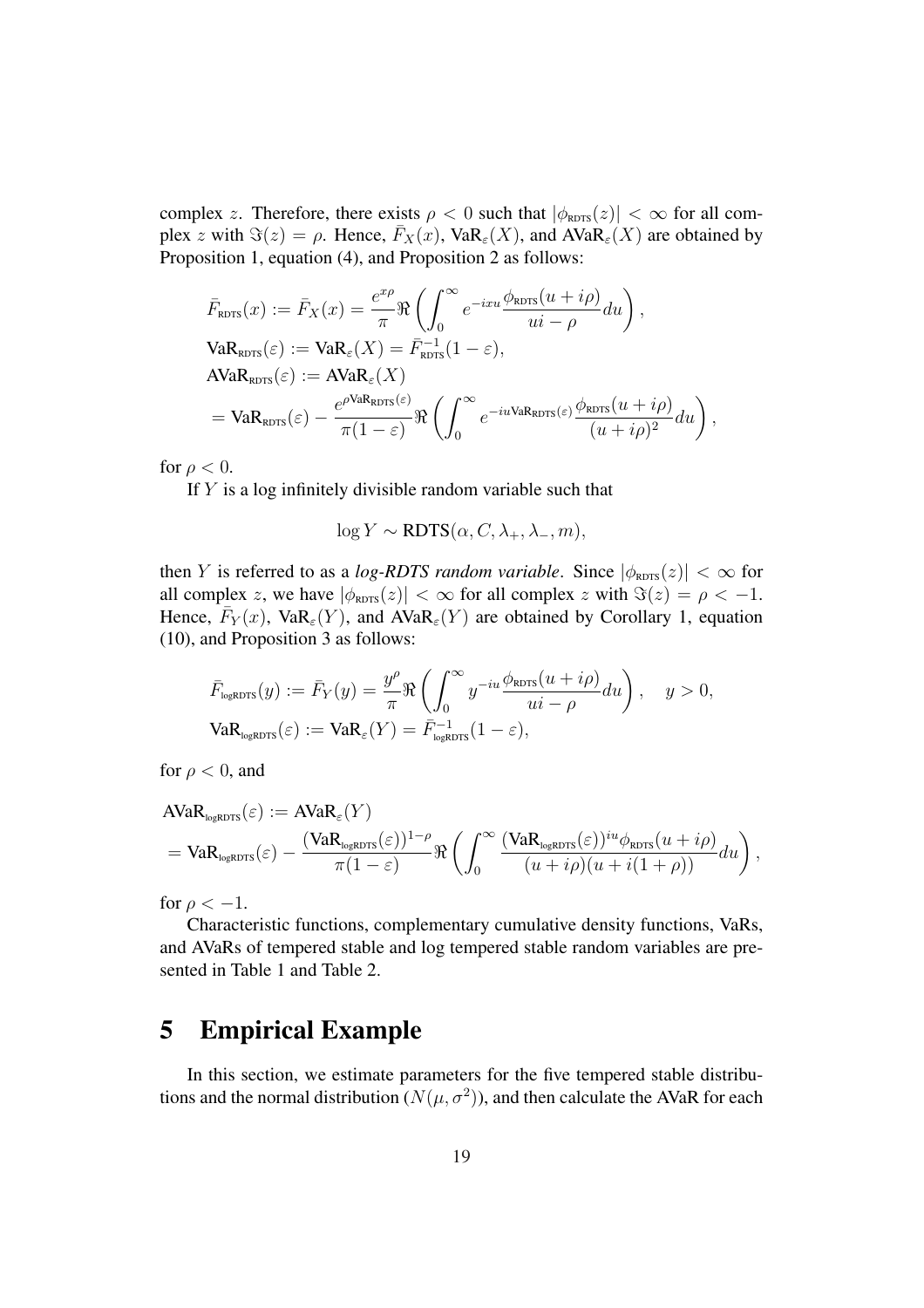complex $z$. Therefore, there exists $\rho < 0$ such that $|\phi_{\text{RDTS}}(z)| < \infty$ for all complex $z$ with $\Im(z) = \rho$. Hence, $\bar{F}_X(x)$, $\text{VaR}_\varepsilon(X)$, and $\text{AVaR}_\varepsilon(X)$ are obtained by Proposition 1, equation (4), and Proposition 2 as follows:

$$
\begin{aligned}
&\bar{F}_{\text{RDTS}}(x) := \bar{F}_X(x) = \frac{e^{x\rho}}{\pi} \Re \left( \int_0^\infty e^{-ixu} \frac{\phi_{\text{RDTS}}(u+i\rho)}{ui-\rho} du \right), \\
&\text{VaR}_{\text{RDTS}}(\varepsilon) := \text{VaR}_\varepsilon(X) = \bar{F}_{\text{RDTS}}^{-1}(1-\varepsilon), \\
&\text{AVaR}_{\text{RDTS}}(\varepsilon) := \text{AVaR}_\varepsilon(X) \\
&= \text{VaR}_{\text{RDTS}}(\varepsilon) - \frac{e^{\rho \text{VaR}_{\text{RDTS}}(\varepsilon)}}{\pi(1-\varepsilon)} \Re \left( \int_0^\infty e^{-iu\text{VaR}_{\text{RDTS}}(\varepsilon)} \frac{\phi_{\text{RDTS}}(u+i\rho)}{(u+i\rho)^2} du \right),
\end{aligned}
$$

for $\rho < 0$.

If $Y$ is a log infinitely divisible random variable such that

$$
\log Y \sim \text{RDTS}(\alpha, C, \lambda_+, \lambda_-, m),
$$

then $Y$ is referred to as a *log-RDTS random variable*. Since $|\phi_{\text{RDTS}}(z)| < \infty$ for all complex $z$, we have $|\phi_{\text{RDTS}}(z)| < \infty$ for all complex $z$ with $\Im(z) = \rho < -1$. Hence, $\bar{F}_Y(x)$, $\text{VaR}_\varepsilon(Y)$, and $\text{AVaR}_\varepsilon(Y)$ are obtained by Corollary 1, equation (10), and Proposition 3 as follows:

$$
\begin{aligned}
&\bar{F}_{\text{logRDTS}}(y) := \bar{F}_Y(y) = \frac{y^\rho}{\pi} \Re \left( \int_0^\infty y^{-iu} \frac{\phi_{\text{RDTS}}(u+i\rho)}{ui-\rho} du \right), \quad y > 0, \\
&\text{VaR}_{\text{logRDTS}}(\varepsilon) := \text{VaR}_\varepsilon(Y) = \bar{F}_{\text{logRDTS}}^{-1}(1-\varepsilon),
\end{aligned}
$$

for $\rho < 0$, and

$$
\begin{aligned}
&\text{AVaR}_{\text{logRDTS}}(\varepsilon) := \text{AVaR}_\varepsilon(Y) \\
&= \text{VaR}_{\text{logRDTS}}(\varepsilon) - \frac{(\text{VaR}_{\text{logRDTS}}(\varepsilon))^{1-\rho}}{\pi(1-\varepsilon)} \Re \left( \int_0^\infty \frac{(\text{VaR}_{\text{logRDTS}}(\varepsilon))^{iu} \phi_{\text{RDTS}}(u+i\rho)}{(u+i\rho)(u+i(1+\rho))} du \right),
\end{aligned}
$$

for $\rho < -1$.

Characteristic functions, complementary cumulative density functions, VaRs, and AVaRs of tempered stable and log tempered stable random variables are presented in Table 1 and Table 2.

# 5 Empirical Example

In this section, we estimate parameters for the five tempered stable distributions and the normal distribution ($N(\mu, \sigma^2)$), and then calculate the AVaR for each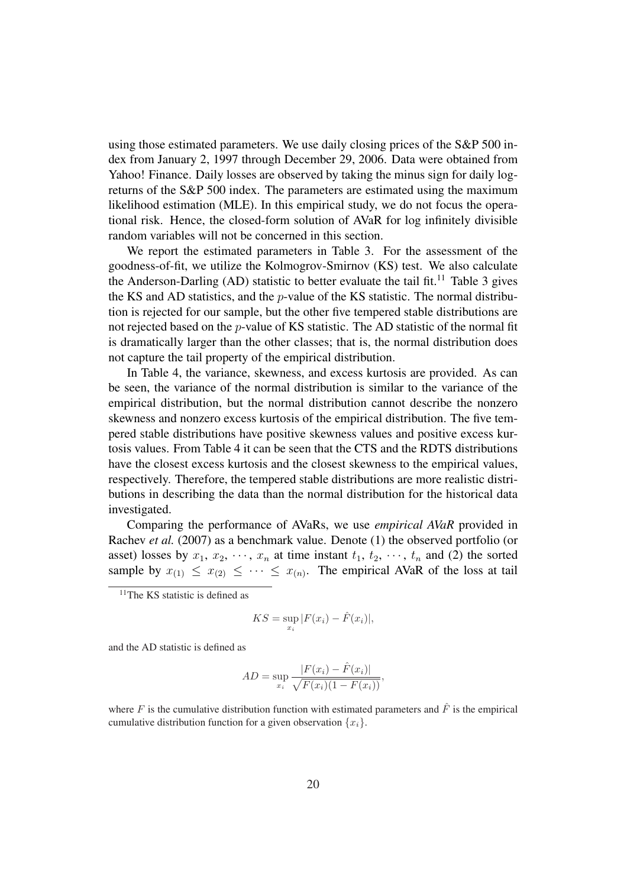using those estimated parameters. We use daily closing prices of the S&P 500 index from January 2, 1997 through December 29, 2006. Data were obtained from Yahoo! Finance. Daily losses are observed by taking the minus sign for daily log-returns of the S&P 500 index. The parameters are estimated using the maximum likelihood estimation (MLE). In this empirical study, we do not focus the operational risk. Hence, the closed-form solution of AVaR for log infinitely divisible random variables will not be concerned in this section.

We report the estimated parameters in Table 3. For the assessment of the goodness-of-fit, we utilize the Kolmogrov-Smirnov (KS) test. We also calculate the Anderson-Darling (AD) statistic to better evaluate the tail fit.[11] Table 3 gives the KS and AD statistics, and the $p$-value of the KS statistic. The normal distribution is rejected for our sample, but the other five tempered stable distributions are not rejected based on the $p$-value of KS statistic. The AD statistic of the normal fit is dramatically larger than the other classes; that is, the normal distribution does not capture the tail property of the empirical distribution.

In Table 4, the variance, skewness, and excess kurtosis are provided. As can be seen, the variance of the normal distribution is similar to the variance of the empirical distribution, but the normal distribution cannot describe the nonzero skewness and nonzero excess kurtosis of the empirical distribution. The five tempered stable distributions have positive skewness values and positive excess kurtosis values. From Table 4 it can be seen that the CTS and the RDTS distributions have the closest excess kurtosis and the closest skewness to the empirical values, respectively. Therefore, the tempered stable distributions are more realistic distributions in describing the data than the normal distribution for the historical data investigated.

Comparing the performance of AVaRs, we use *empirical AVaR* provided in Rachev *et al.* (2007) as a benchmark value. Denote (1) the observed portfolio (or asset) losses by $x_1, x_2, \cdots, x_n$ at time instant $t_1, t_2, \cdots, t_n$ and (2) the sorted sample by $x_{(1)} \le x_{(2)} \le \cdots \le x_{(n)}$. The empirical AVaR of the loss at tail

[11] The KS statistic is defined as

$$KS = \sup_{x_i} |F(x_i) - \hat{F}(x_i)|,$$

and the AD statistic is defined as

$$AD = \sup_{x_i} \frac{|F(x_i) - \hat{F}(x_i)|}{\sqrt{F(x_i)(1 - F(x_i))}},$$

where $F$ is the cumulative distribution function with estimated parameters and $\hat{F}$ is the empirical cumulative distribution function for a given observation $\{x_i\}$.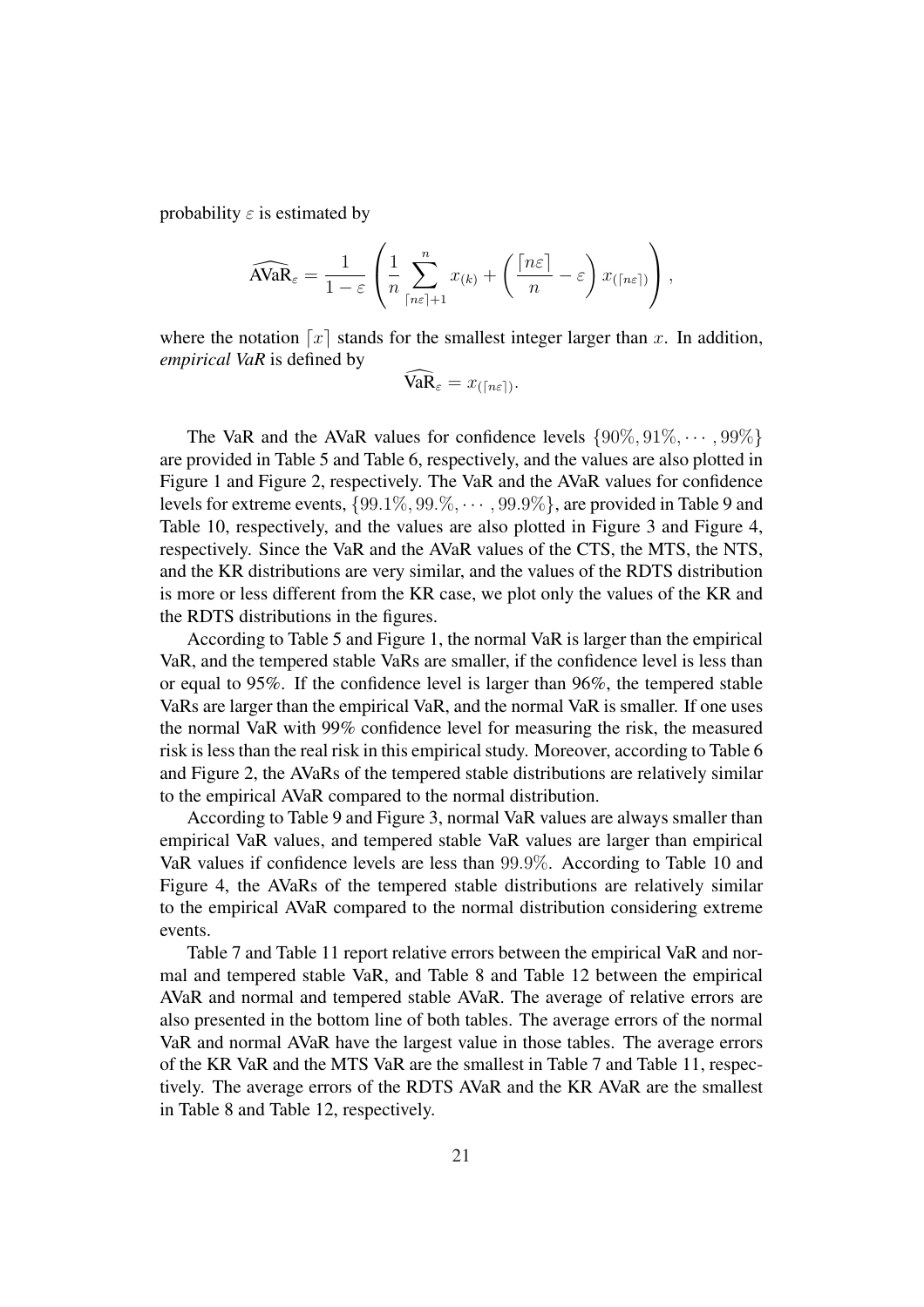probability $\varepsilon$ is estimated by

$$\widehat{\text{AVaR}}_\varepsilon = \frac{1}{1-\varepsilon}\left(\frac{1}{n}\sum_{\lceil n\varepsilon\rceil+1}^{n} x_{(k)} + \left(\frac{\lceil n\varepsilon\rceil}{n} - \varepsilon\right) x_{(\lceil n\varepsilon\rceil)}\right),$$

where the notation $\lceil x\rceil$ stands for the smallest integer larger than $x$. In addition, *empirical VaR* is defined by

$$\widehat{\text{VaR}}_\varepsilon = x_{(\lceil n\varepsilon\rceil)}.$$

The VaR and the AVaR values for confidence levels $\{90\%, 91\%, \cdots, 99\%\}$ are provided in Table 5 and Table 6, respectively, and the values are also plotted in Figure 1 and Figure 2, respectively. The VaR and the AVaR values for confidence levels for extreme events, $\{99.1\%, 99.\%, \cdots, 99.9\%\}$, are provided in Table 9 and Table 10, respectively, and the values are also plotted in Figure 3 and Figure 4, respectively. Since the VaR and the AVaR values of the CTS, the MTS, the NTS, and the KR distributions are very similar, and the values of the RDTS distribution is more or less different from the KR case, we plot only the values of the KR and the RDTS distributions in the figures.

According to Table 5 and Figure 1, the normal VaR is larger than the empirical VaR, and the tempered stable VaRs are smaller, if the confidence level is less than or equal to 95%. If the confidence level is larger than 96%, the tempered stable VaRs are larger than the empirical VaR, and the normal VaR is smaller. If one uses the normal VaR with 99% confidence level for measuring the risk, the measured risk is less than the real risk in this empirical study. Moreover, according to Table 6 and Figure 2, the AVaRs of the tempered stable distributions are relatively similar to the empirical AVaR compared to the normal distribution.

According to Table 9 and Figure 3, normal VaR values are always smaller than empirical VaR values, and tempered stable VaR values are larger than empirical VaR values if confidence levels are less than $99.9\%$. According to Table 10 and Figure 4, the AVaRs of the tempered stable distributions are relatively similar to the empirical AVaR compared to the normal distribution considering extreme events.

Table 7 and Table 11 report relative errors between the empirical VaR and normal and tempered stable VaR, and Table 8 and Table 12 between the empirical AVaR and normal and tempered stable AVaR. The average of relative errors are also presented in the bottom line of both tables. The average errors of the normal VaR and normal AVaR have the largest value in those tables. The average errors of the KR VaR and the MTS VaR are the smallest in Table 7 and Table 11, respectively. The average errors of the RDTS AVaR and the KR AVaR are the smallest in Table 8 and Table 12, respectively.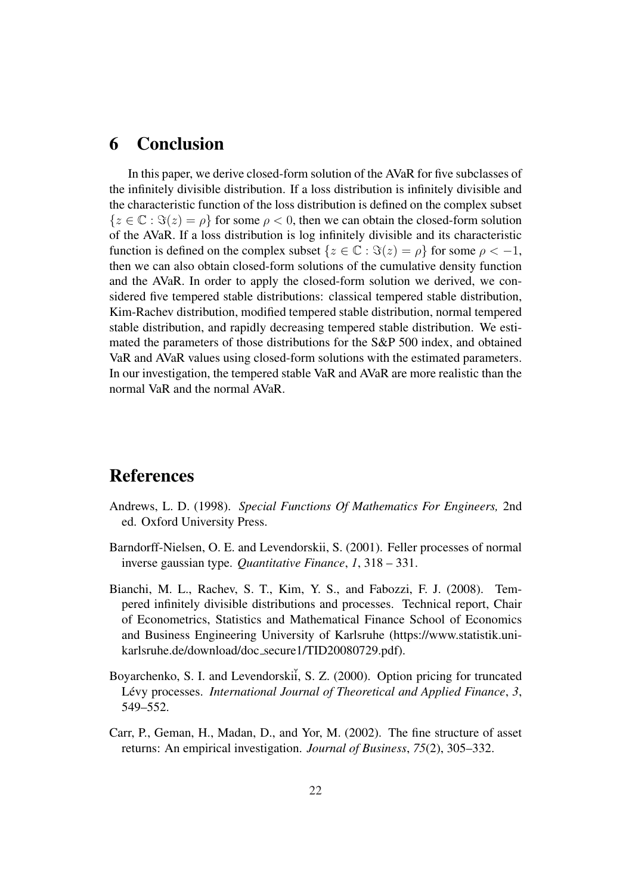# 6 Conclusion

In this paper, we derive closed-form solution of the AVaR for five subclasses of the infinitely divisible distribution. If a loss distribution is infinitely divisible and the characteristic function of the loss distribution is defined on the complex subset $\{z \in \mathbb{C} : \Im(z) = \rho\}$ for some $\rho < 0$, then we can obtain the closed-form solution of the AVaR. If a loss distribution is log infinitely divisible and its characteristic function is defined on the complex subset $\{z \in \mathbb{C} : \Im(z) = \rho\}$ for some $\rho < -1$, then we can also obtain closed-form solutions of the cumulative density function and the AVaR. In order to apply the closed-form solution we derived, we considered five tempered stable distributions: classical tempered stable distribution, Kim-Rachev distribution, modified tempered stable distribution, normal tempered stable distribution, and rapidly decreasing tempered stable distribution. We estimated the parameters of those distributions for the S&P 500 index, and obtained VaR and AVaR values using closed-form solutions with the estimated parameters. In our investigation, the tempered stable VaR and AVaR are more realistic than the normal VaR and the normal AVaR.

# References

Andrews, L. D. (1998). *Special Functions Of Mathematics For Engineers,* 2nd ed. Oxford University Press.

Barndorff-Nielsen, O. E. and Levendorskii, S. (2001). Feller processes of normal inverse gaussian type. *Quantitative Finance*, *1*, 318 – 331.

Bianchi, M. L., Rachev, S. T., Kim, Y. S., and Fabozzi, F. J. (2008). Tempered infinitely divisible distributions and processes. Technical report, Chair of Econometrics, Statistics and Mathematical Finance School of Economics and Business Engineering University of Karlsruhe (https://www.statistik.uni-karlsruhe.de/download/doc_secure1/TID20080729.pdf).

Boyarchenko, S. I. and Levendorskiĭ, S. Z. (2000). Option pricing for truncated Lévy processes. *International Journal of Theoretical and Applied Finance*, *3*, 549–552.

Carr, P., Geman, H., Madan, D., and Yor, M. (2002). The fine structure of asset returns: An empirical investigation. *Journal of Business*, *75*(2), 305–332.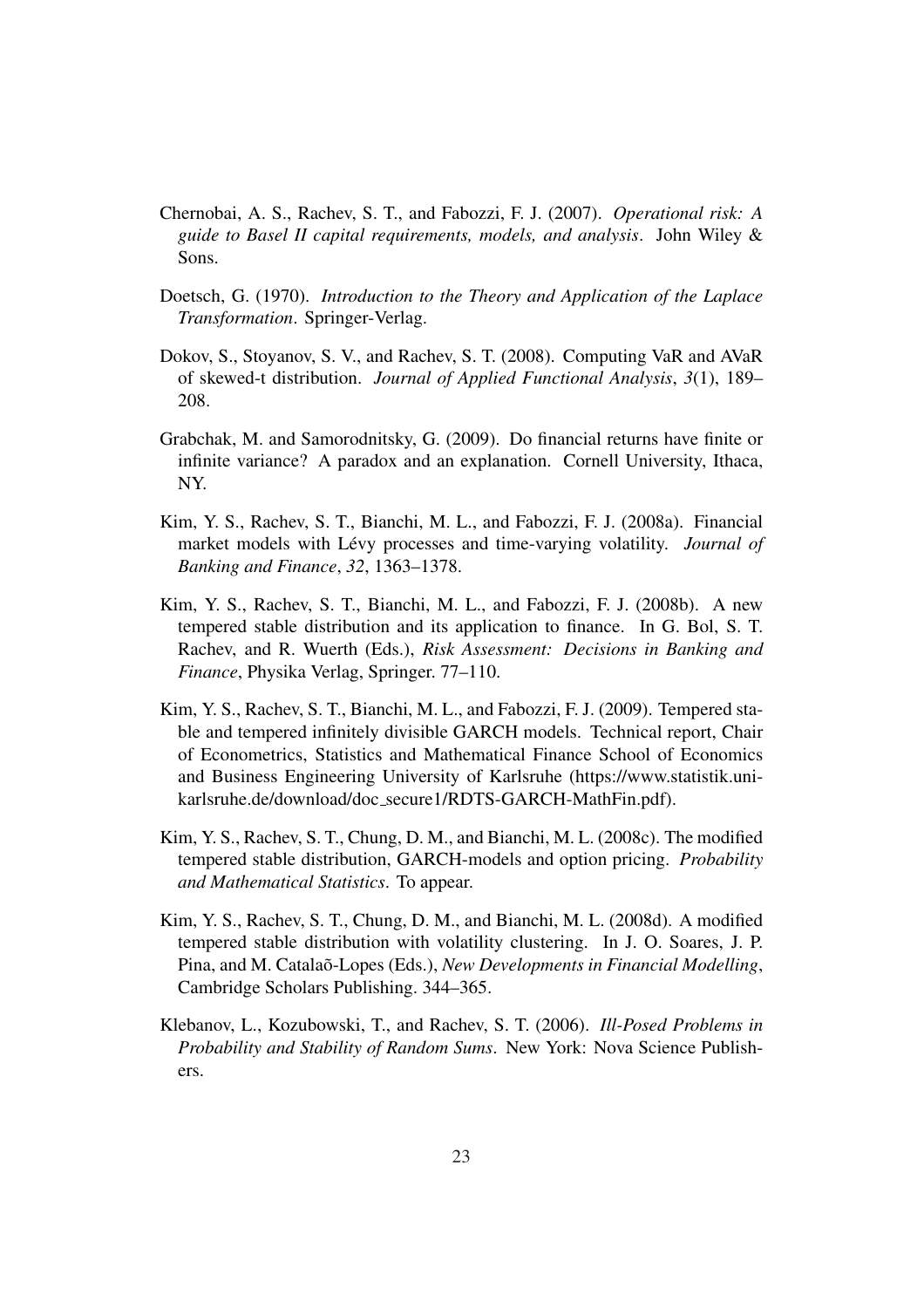Chernobai, A. S., Rachev, S. T., and Fabozzi, F. J. (2007). *Operational risk: A guide to Basel II capital requirements, models, and analysis*. John Wiley & Sons.

Doetsch, G. (1970). *Introduction to the Theory and Application of the Laplace Transformation*. Springer-Verlag.

Dokov, S., Stoyanov, S. V., and Rachev, S. T. (2008). Computing VaR and AVaR of skewed-t distribution. *Journal of Applied Functional Analysis*, *3*(1), 189–208.

Grabchak, M. and Samorodnitsky, G. (2009). Do financial returns have finite or infinite variance? A paradox and an explanation. Cornell University, Ithaca, NY.

Kim, Y. S., Rachev, S. T., Bianchi, M. L., and Fabozzi, F. J. (2008a). Financial market models with Lévy processes and time-varying volatility. *Journal of Banking and Finance*, *32*, 1363–1378.

Kim, Y. S., Rachev, S. T., Bianchi, M. L., and Fabozzi, F. J. (2008b). A new tempered stable distribution and its application to finance. In G. Bol, S. T. Rachev, and R. Wuerth (Eds.), *Risk Assessment: Decisions in Banking and Finance*, Physika Verlag, Springer. 77–110.

Kim, Y. S., Rachev, S. T., Bianchi, M. L., and Fabozzi, F. J. (2009). Tempered stable and tempered infinitely divisible GARCH models. Technical report, Chair of Econometrics, Statistics and Mathematical Finance School of Economics and Business Engineering University of Karlsruhe (https://www.statistik.uni-karlsruhe.de/download/doc_secure1/RDTS-GARCH-MathFin.pdf).

Kim, Y. S., Rachev, S. T., Chung, D. M., and Bianchi, M. L. (2008c). The modified tempered stable distribution, GARCH-models and option pricing. *Probability and Mathematical Statistics*. To appear.

Kim, Y. S., Rachev, S. T., Chung, D. M., and Bianchi, M. L. (2008d). A modified tempered stable distribution with volatility clustering. In J. O. Soares, J. P. Pina, and M. Catalaõ-Lopes (Eds.), *New Developments in Financial Modelling*, Cambridge Scholars Publishing. 344–365.

Klebanov, L., Kozubowski, T., and Rachev, S. T. (2006). *Ill-Posed Problems in Probability and Stability of Random Sums*. New York: Nova Science Publishers.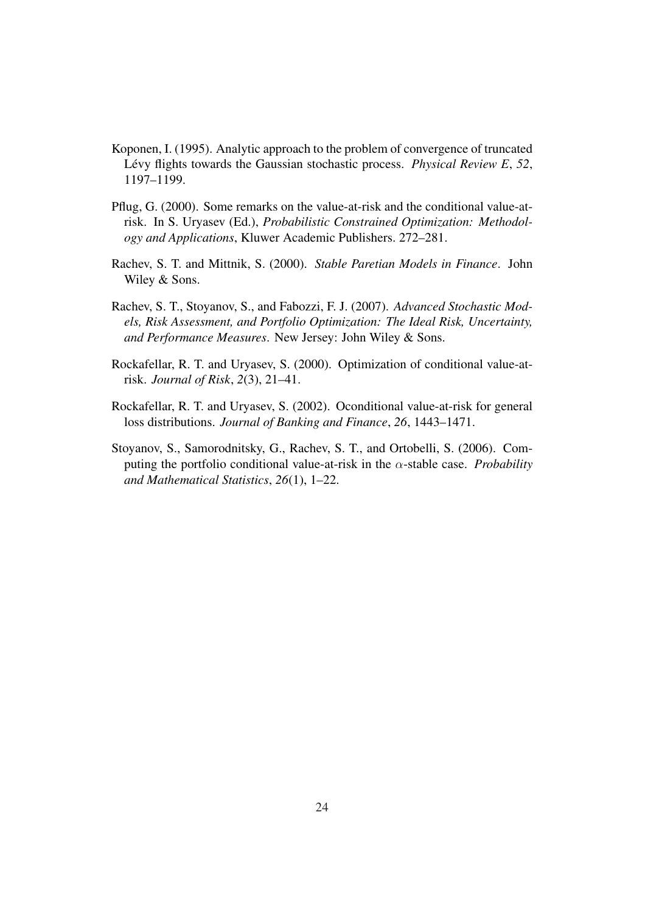Koponen, I. (1995). Analytic approach to the problem of convergence of truncated Lévy flights towards the Gaussian stochastic process. *Physical Review E*, *52*, 1197–1199.

Pflug, G. (2000). Some remarks on the value-at-risk and the conditional value-at-risk. In S. Uryasev (Ed.), *Probabilistic Constrained Optimization: Methodology and Applications*, Kluwer Academic Publishers. 272–281.

Rachev, S. T. and Mittnik, S. (2000). *Stable Paretian Models in Finance*. John Wiley & Sons.

Rachev, S. T., Stoyanov, S., and Fabozzi, F. J. (2007). *Advanced Stochastic Models, Risk Assessment, and Portfolio Optimization: The Ideal Risk, Uncertainty, and Performance Measures*. New Jersey: John Wiley & Sons.

Rockafellar, R. T. and Uryasev, S. (2000). Optimization of conditional value-at-risk. *Journal of Risk*, *2*(3), 21–41.

Rockafellar, R. T. and Uryasev, S. (2002). Oconditional value-at-risk for general loss distributions. *Journal of Banking and Finance*, *26*, 1443–1471.

Stoyanov, S., Samorodnitsky, G., Rachev, S. T., and Ortobelli, S. (2006). Computing the portfolio conditional value-at-risk in the $\alpha$-stable case. *Probability and Mathematical Statistics*, *26*(1), 1–22.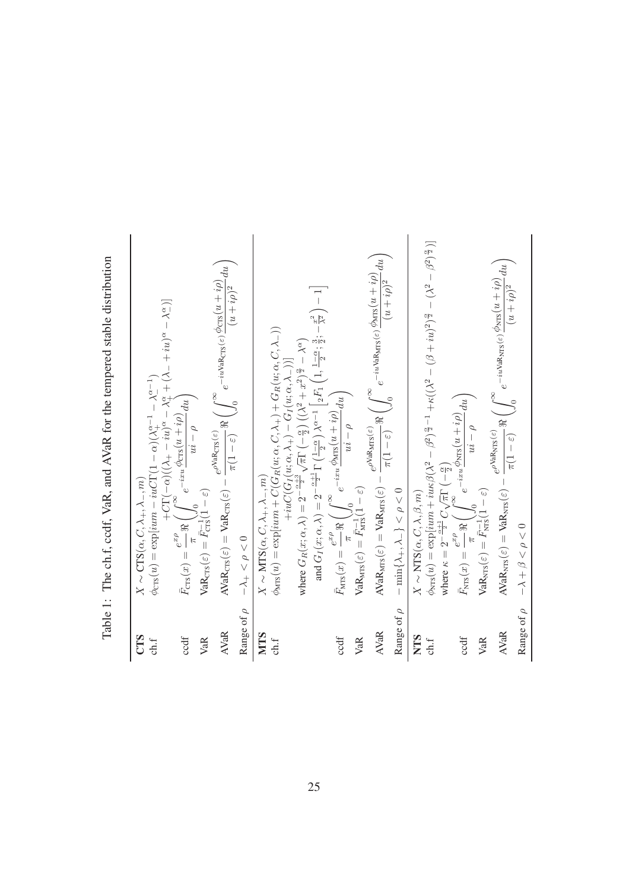Table 1: The ch.f, ccdf, VaR, and AVaR for the tempered stable distribution

| | |
|---|---|
| **CTS** | $X \sim \mathrm{CTS}(\alpha, C, \lambda_+, \lambda_-, m)$ |
| ch.f | $\phi_{\mathrm{CTS}}(u) = \exp[ium - iuC\Gamma(1-\alpha)(\lambda_+^{\alpha-1} - \lambda_-^{\alpha-1})$ $+C\Gamma(-\alpha)((\lambda_+ - iu)^\alpha - \lambda_+^\alpha + (\lambda_- + iu)^\alpha - \lambda_-^\alpha)]$ |
| ccdf | $\bar{F}_{\mathrm{CTS}}(x) = \frac{e^{x\rho}}{\pi} \Re\left(\int_0^\infty e^{-ixu} \frac{\phi_{\mathrm{CTS}}(u+i\rho)}{ui-\rho} du\right)$ |
| VaR | $\mathrm{VaR}_{\mathrm{CTS}}(\varepsilon) = \bar{F}_{\mathrm{CTS}}^{-1}(1-\varepsilon)$ |
| AVaR | $\mathrm{AVaR}_{\mathrm{CTS}}(\varepsilon) = \mathrm{VaR}_{\mathrm{CTS}}(\varepsilon) - \frac{e^{\rho \mathrm{VaR}_{\mathrm{CTS}}(\varepsilon)}}{\pi(1-\varepsilon)} \Re\left(\int_0^\infty e^{-iu\mathrm{VaR}_{\mathrm{CTS}}(\varepsilon)} \frac{\phi_{\mathrm{CTS}}(u+i\rho)}{(u+i\rho)^2} du\right)$ |
| Range of $\rho$ | $-\lambda_+ < \rho < 0$ |
| **MTS** | $X \sim \mathrm{MTS}(\alpha, C, \lambda_+, \lambda_-, m)$ |
| ch.f | $\phi_{\mathrm{MTS}}(u) = \exp[ium + C(G_R(u;\alpha,C,\lambda_+) + G_R(u;\alpha,C,\lambda_-))$ $+iuC(G_I(u;\alpha,\lambda_+) - G_I(u;\alpha,\lambda_-))]$ |
| | where $G_R(x;\alpha,\lambda) = 2^{-\frac{\alpha+3}{2}}\sqrt{\pi}\Gamma\left(-\frac{\alpha}{2}\right)\left((\lambda^2+x^2)^{\frac{\alpha}{2}} - \lambda^\alpha\right)$ |
| | and $G_I(x;\alpha,\lambda) = 2^{-\frac{\alpha+1}{2}}\Gamma\left(\frac{1-\alpha}{2}\right)\lambda^{\alpha-1}\left[{}_2F_1\left(1,\frac{1-\alpha}{2};\frac{3}{2};-\frac{x^2}{\lambda^2}\right) - 1\right]$ |
| ccdf | $\bar{F}_{\mathrm{MTS}}(x) = \frac{e^{x\rho}}{\pi} \Re\left(\int_0^\infty e^{-ixu} \frac{\phi_{\mathrm{MTS}}(u+i\rho)}{ui-\rho} du\right)$ |
| VaR | $\mathrm{VaR}_{\mathrm{MTS}}(\varepsilon) = \bar{F}_{\mathrm{MTS}}^{-1}(1-\varepsilon)$ |
| AVaR | $\mathrm{AVaR}_{\mathrm{MTS}}(\varepsilon) = \mathrm{VaR}_{\mathrm{MTS}}(\varepsilon) - \frac{e^{\rho \mathrm{VaR}_{\mathrm{MTS}}(\varepsilon)}}{\pi(1-\varepsilon)} \Re\left(\int_0^\infty e^{-iu\mathrm{VaR}_{\mathrm{MTS}}(\varepsilon)} \frac{\phi_{\mathrm{MTS}}(u+i\rho)}{(u+i\rho)^2} du\right)$ |
| Range of $\rho$ | $-\min\{\lambda_+, \lambda_-\} < \rho < 0$ |
| **NTS** | $X \sim \mathrm{NTS}(\alpha, C, \lambda, \beta, m)$ |
| ch.f | $\phi_{\mathrm{NTS}}(u) = \exp[ium + iu\kappa\beta(\lambda^2-\beta^2)^{\frac{\alpha}{2}-1} + \kappa((\lambda^2-(\beta+iu)^2)^{\frac{\alpha}{2}} - (\lambda^2-\beta^2)^{\frac{\alpha}{2}})]$ |
| | where $\kappa = 2^{-\frac{\alpha+1}{2}} C\sqrt{\pi}\Gamma\left(-\frac{\alpha}{2}\right)$ |
| ccdf | $\bar{F}_{\mathrm{NTS}}(x) = \frac{e^{x\rho}}{\pi} \Re\left(\int_0^\infty e^{-ixu} \frac{\phi_{\mathrm{NTS}}(u+i\rho)}{ui-\rho} du\right)$ |
| VaR | $\mathrm{VaR}_{\mathrm{NTS}}(\varepsilon) = \bar{F}_{\mathrm{NTS}}^{-1}(1-\varepsilon)$ |
| AVaR | $\mathrm{AVaR}_{\mathrm{NTS}}(\varepsilon) = \mathrm{VaR}_{\mathrm{NTS}}(\varepsilon) - \frac{e^{\rho \mathrm{VaR}_{\mathrm{NTS}}(\varepsilon)}}{\pi(1-\varepsilon)} \Re\left(\int_0^\infty e^{-iu\mathrm{VaR}_{\mathrm{NTS}}(\varepsilon)} \frac{\phi_{\mathrm{NTS}}(u+i\rho)}{(u+i\rho)^2} du\right)$ |
| Range of $\rho$ | $-\lambda + \beta < \rho < 0$ |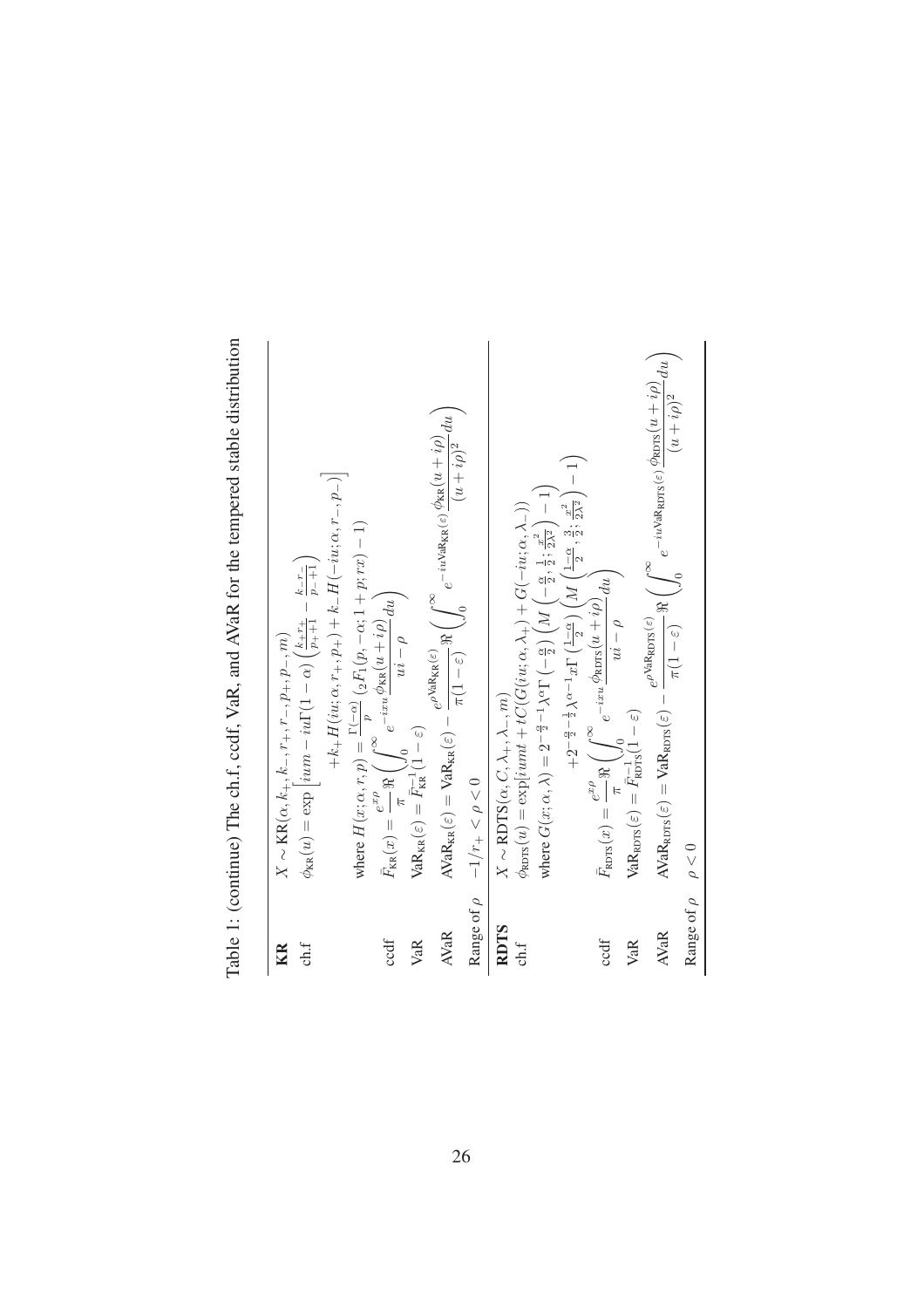Table 1: (continue) The ch.f, ccdf, VaR, and AVaR for the tempered stable distribution

| | |
|---|---|
| **KR** | $X \sim \mathrm{KR}(\alpha, k_+, k_-, r_+, r_-, p_+, p_-, m)$ |
| ch.f | $\phi_{\mathrm{KR}}(u) = \exp\Big[ium - iu\Gamma(1-\alpha)\left(\frac{k_+r_+}{p_++1} - \frac{k_-r_-}{p_-+1}\right)$ $+k_+H(iu;\alpha,r_+,p_+) + k_-H(-iu;\alpha,r_-,p_-)\Big]$ where $H(x;\alpha,r,p) = \frac{\Gamma(-\alpha)}{p}\left({}_2F_1(p,-\alpha;1+p;rx) - 1\right)$ |
| ccdf | $\bar{F}_{\mathrm{KR}}(x) = \frac{e^{x\rho}}{\pi}\Re\left(\int_0^\infty e^{-ixu}\frac{\phi_{\mathrm{KR}}(u+i\rho)}{ui-\rho}du\right)$ |
| VaR | $\mathrm{VaR}_{\mathrm{KR}}(\varepsilon) = \bar{F}_{\mathrm{KR}}^{-1}(1-\varepsilon)$ |
| AVaR | $\mathrm{AVaR}_{\mathrm{KR}}(\varepsilon) = \mathrm{VaR}_{\mathrm{KR}}(\varepsilon) - \frac{e^{\rho \mathrm{VaR}_{\mathrm{KR}}(\varepsilon)}}{\pi(1-\varepsilon)}\Re\left(\int_0^\infty e^{-iu\mathrm{VaR}_{\mathrm{KR}}(\varepsilon)}\frac{\phi_{\mathrm{KR}}(u+i\rho)}{(u+i\rho)^2}du\right)$ |
| Range of $\rho$ | $-1/r_+ < \rho < 0$ |
| **RDTS** | $X \sim \mathrm{RDTS}(\alpha, C, \lambda_+, \lambda_-, m)$ |
| ch.f | $\phi_{\mathrm{RDTS}}(u) = \exp[iumt + tC(G(iu;\alpha,\lambda_+) + G(-iu;\alpha,\lambda_-))$ where $G(x;\alpha,\lambda) = 2^{-\frac{\alpha}{2}-1}\lambda^\alpha\Gamma\left(-\frac{\alpha}{2}\right)\left(M\left(-\frac{\alpha}{2},\frac{1}{2};\frac{x^2}{2\lambda^2}\right) - 1\right)$ $+2^{-\frac{\alpha}{2}-\frac{1}{2}}\lambda^{\alpha-1}x\Gamma\left(\frac{1-\alpha}{2}\right)\left(M\left(\frac{1-\alpha}{2},\frac{3}{2};\frac{x^2}{2\lambda^2}\right) - 1\right)$ |
| ccdf | $\bar{F}_{\mathrm{RDTS}}(x) = \frac{e^{x\rho}}{\pi}\Re\left(\int_0^\infty e^{-ixu}\frac{\phi_{\mathrm{RDTS}}(u+i\rho)}{ui-\rho}du\right)$ |
| VaR | $\mathrm{VaR}_{\mathrm{RDTS}}(\varepsilon) = \bar{F}_{\mathrm{RDTS}}^{-1}(1-\varepsilon)$ |
| AVaR | $\mathrm{AVaR}_{\mathrm{RDTS}}(\varepsilon) = \mathrm{VaR}_{\mathrm{RDTS}}(\varepsilon) - \frac{e^{\rho \mathrm{VaR}_{\mathrm{RDTS}}(\varepsilon)}}{\pi(1-\varepsilon)}\Re\left(\int_0^\infty e^{-iu\mathrm{VaR}_{\mathrm{RDTS}}(\varepsilon)}\frac{\phi_{\mathrm{RDTS}}(u+i\rho)}{(u+i\rho)^2}du\right)$ |
| Range of $\rho$ | $\rho < 0$ |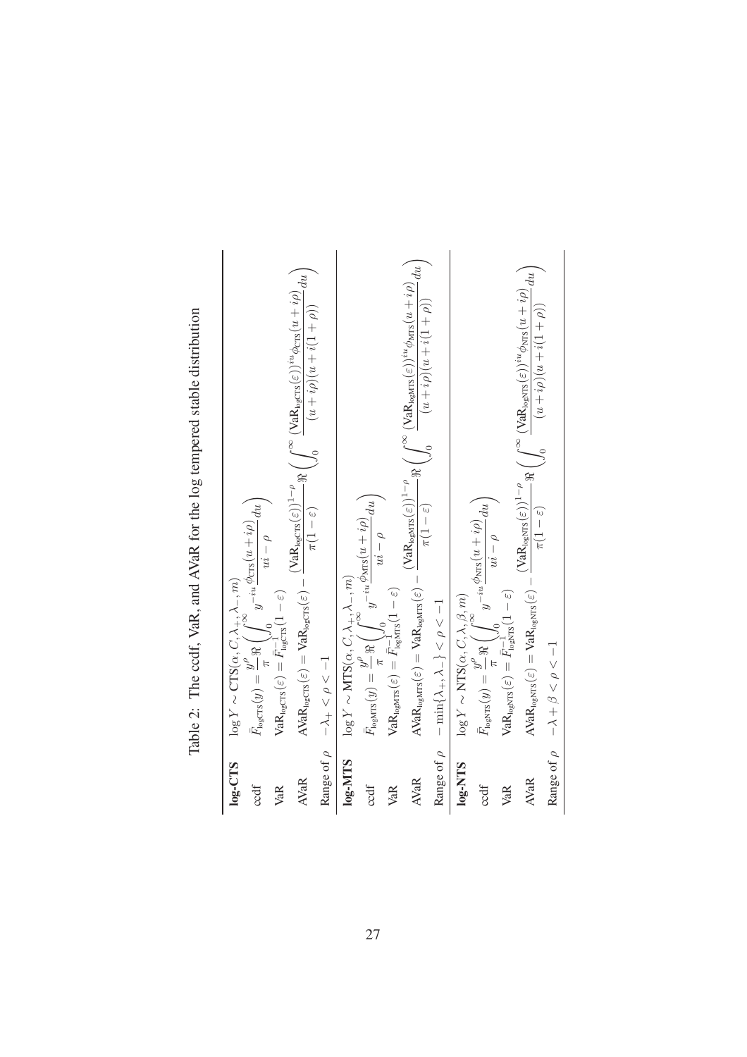Table 2: The ccdf, VaR, and AVaR for the log tempered stable distribution

| | |
|---|---|
| **log-CTS** | $\log Y \sim \text{CTS}(\alpha, C, \lambda_+, \lambda_-, m)$ |
| ccdf | $\bar{F}_{\text{logCTS}}(y) = \dfrac{y^\rho}{\pi} \Re\left( \displaystyle\int_0^\infty y^{-iu} \dfrac{\phi_{\text{CTS}}(u+i\rho)}{ui-\rho} du \right)$ |
| VaR | $\text{VaR}_{\text{logCTS}}(\varepsilon) = \bar{F}_{\text{logCTS}}^{-1}(1-\varepsilon)$ |
| AVaR | $\text{AVaR}_{\text{logCTS}}(\varepsilon) = \text{VaR}_{\text{logCTS}}(\varepsilon) - \dfrac{(\text{VaR}_{\text{logCTS}}(\varepsilon))^{1-\rho}}{\pi(1-\varepsilon)} \Re\left( \displaystyle\int_0^\infty \dfrac{(\text{VaR}_{\text{logCTS}}(\varepsilon))^{iu} \phi_{\text{CTS}}(u+i\rho)}{(u+i\rho)(u+i(1+\rho))} du \right)$ |
| Range of $\rho$ | $-\lambda_+ < \rho < -1$ |
| **log-MTS** | $\log Y \sim \text{MTS}(\alpha, C, \lambda_+, \lambda_-, m)$ |
| ccdf | $\bar{F}_{\text{logMTS}}(y) = \dfrac{y^\rho}{\pi} \Re\left( \displaystyle\int_0^\infty y^{-iu} \dfrac{\phi_{\text{MTS}}(u+i\rho)}{ui-\rho} du \right)$ |
| VaR | $\text{VaR}_{\text{logMTS}}(\varepsilon) = \bar{F}_{\text{logMTS}}^{-1}(1-\varepsilon)$ |
| AVaR | $\text{AVaR}_{\text{logMTS}}(\varepsilon) = \text{VaR}_{\text{logMTS}}(\varepsilon) - \dfrac{(\text{VaR}_{\text{logMTS}}(\varepsilon))^{1-\rho}}{\pi(1-\varepsilon)} \Re\left( \displaystyle\int_0^\infty \dfrac{(\text{VaR}_{\text{logMTS}}(\varepsilon))^{iu} \phi_{\text{MTS}}(u+i\rho)}{(u+i\rho)(u+i(1+\rho))} du \right)$ |
| Range of $\rho$ | $-\min\{\lambda_+, \lambda_-\} < \rho < -1$ |
| **log-NTS** | $\log Y \sim \text{NTS}(\alpha, C, \lambda, \beta, m)$ |
| ccdf | $\bar{F}_{\text{logNTS}}(y) = \dfrac{y^\rho}{\pi} \Re\left( \displaystyle\int_0^\infty y^{-iu} \dfrac{\phi_{\text{NTS}}(u+i\rho)}{ui-\rho} du \right)$ |
| VaR | $\text{VaR}_{\text{logNTS}}(\varepsilon) = \bar{F}_{\text{logNTS}}^{-1}(1-\varepsilon)$ |
| AVaR | $\text{AVaR}_{\text{logNTS}}(\varepsilon) = \text{VaR}_{\text{logNTS}}(\varepsilon) - \dfrac{(\text{VaR}_{\text{logNTS}}(\varepsilon))^{1-\rho}}{\pi(1-\varepsilon)} \Re\left( \displaystyle\int_0^\infty \dfrac{(\text{VaR}_{\text{logNTS}}(\varepsilon))^{iu} \phi_{\text{NTS}}(u+i\rho)}{(u+i\rho)(u+i(1+\rho))} du \right)$ |
| Range of $\rho$ | $-\lambda + \beta < \rho < -1$ |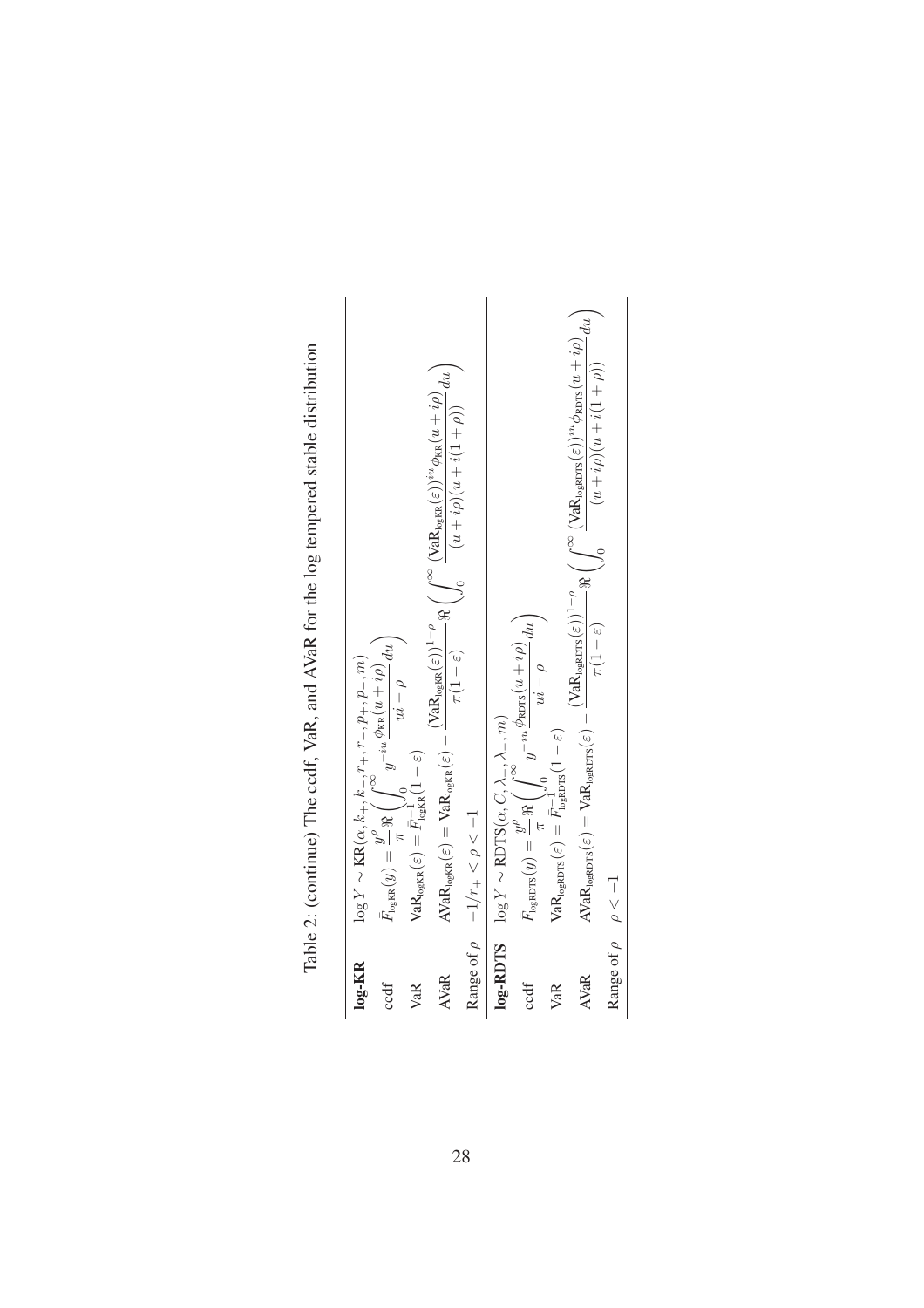Table 2: (continue) The ccdf, VaR, and AVaR for the log tempered stable distribution

| | |
|---|---|
| **log-KR** | $\log Y \sim \mathrm{KR}(\alpha, k_+, k_-, r_+, r_-, p_+, p_-, m)$ |
| ccdf | $\bar{F}_{\log\mathrm{KR}}(y) = \dfrac{y^\rho}{\pi}\Re\left(\displaystyle\int_0^\infty y^{-iu}\frac{\phi_{\mathrm{KR}}(u+i\rho)}{ui-\rho}du\right)$ |
| VaR | $\mathrm{VaR}_{\log\mathrm{KR}}(\varepsilon) = \bar{F}^{-1}_{\log\mathrm{KR}}(1-\varepsilon)$ |
| AVaR | $\mathrm{AVaR}_{\log\mathrm{KR}}(\varepsilon) = \mathrm{VaR}_{\log\mathrm{KR}}(\varepsilon) - \dfrac{(\mathrm{VaR}_{\log\mathrm{KR}}(\varepsilon))^{1-\rho}}{\pi(1-\varepsilon)}\Re\left(\displaystyle\int_0^\infty \frac{(\mathrm{VaR}_{\log\mathrm{KR}}(\varepsilon))^{iu}\phi_{\mathrm{KR}}(u+i\rho)}{(u+i\rho)(u+i(1+\rho))}du\right)$ |
| Range of $\rho$ | $-1/r_+ < \rho < -1$ |
| **log-RDTS** | $\log Y \sim \mathrm{RDTS}(\alpha, C, \lambda_+, \lambda_-, m)$ |
| ccdf | $\bar{F}_{\log\mathrm{RDTS}}(y) = \dfrac{y^\rho}{\pi}\Re\left(\displaystyle\int_0^\infty y^{-iu}\frac{\phi_{\mathrm{RDTS}}(u+i\rho)}{ui-\rho}du\right)$ |
| VaR | $\mathrm{VaR}_{\log\mathrm{RDTS}}(\varepsilon) = \bar{F}^{-1}_{\log\mathrm{RDTS}}(1-\varepsilon)$ |
| AVaR | $\mathrm{AVaR}_{\log\mathrm{RDTS}}(\varepsilon) = \mathrm{VaR}_{\log\mathrm{RDTS}}(\varepsilon) - \dfrac{(\mathrm{VaR}_{\log\mathrm{RDTS}}(\varepsilon))^{1-\rho}}{\pi(1-\varepsilon)}\Re\left(\displaystyle\int_0^\infty \frac{(\mathrm{VaR}_{\log\mathrm{RDTS}}(\varepsilon))^{iu}\phi_{\mathrm{RDTS}}(u+i\rho)}{(u+i\rho)(u+i(1+\rho))}du\right)$ |
| Range of $\rho$ | $\rho < -1$ |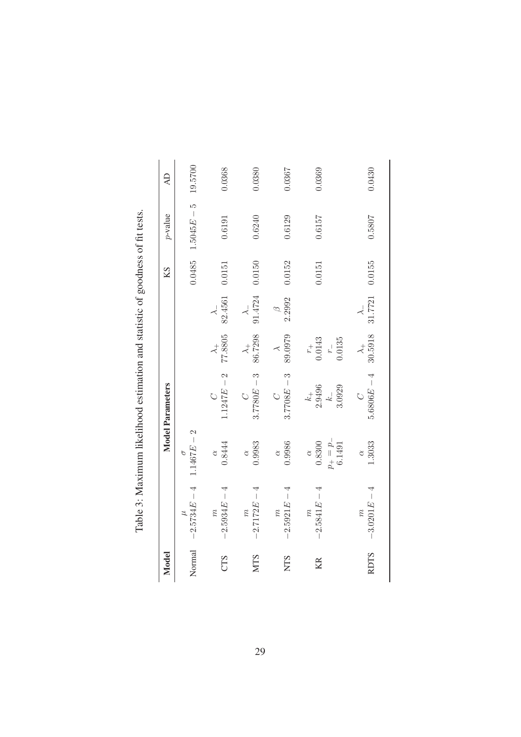Table 3: Maximum likelihood estimation and statistic of goodness of fit tests.

| Model | Model Parameters | | | | | KS | $p$-value | AD |
|---|---|---|---|---|---|---|---|---|
| Normal | $\mu$ | $\sigma$ | | | | | | |
| | $-2.5734E-4$ | $1.1467E-2$ | | | | 0.0485 | $1.5045E-5$ | 19.5700 |
| CTS | $m$ | $\alpha$ | $C$ | $\lambda_+$ | $\lambda_-$ | | | |
| | $-2.5934E-4$ | 0.8444 | $1.1247E-2$ | 77.8805 | 82.4561 | 0.0151 | 0.6191 | 0.0368 |
| MTS | $m$ | $\alpha$ | $C$ | $\lambda_+$ | $\lambda_-$ | | | |
| | $-2.7172E-4$ | 0.9983 | $3.7780E-3$ | 86.7298 | 91.4724 | 0.0150 | 0.6240 | 0.0380 |
| NTS | $m$ | $\alpha$ | $C$ | $\lambda$ | $\beta$ | | | |
| | $-2.5921E-4$ | 0.9986 | $3.7708E-3$ | 89.0979 | 2.2992 | 0.0152 | 0.6129 | 0.0367 |
| KR | $m$ | $\alpha$ | $k_+$ | $r_+$ | | | | |
| | $-2.5841E-4$ | 0.8300 | 2.9496 | 0.0143 | | 0.0151 | 0.6157 | 0.0369 |
| | | $p_+ = p_-$ | $k_-$ | $r_-$ | | | | |
| | | 6.1491 | 3.0929 | 0.0135 | | | | |
| RDTS | $m$ | $\alpha$ | $C$ | $\lambda_+$ | $\lambda_-$ | | | |
| | $-3.0201E-4$ | 1.3033 | $5.6806E-4$ | 30.5918 | 31.7721 | 0.0155 | 0.5807 | 0.0430 |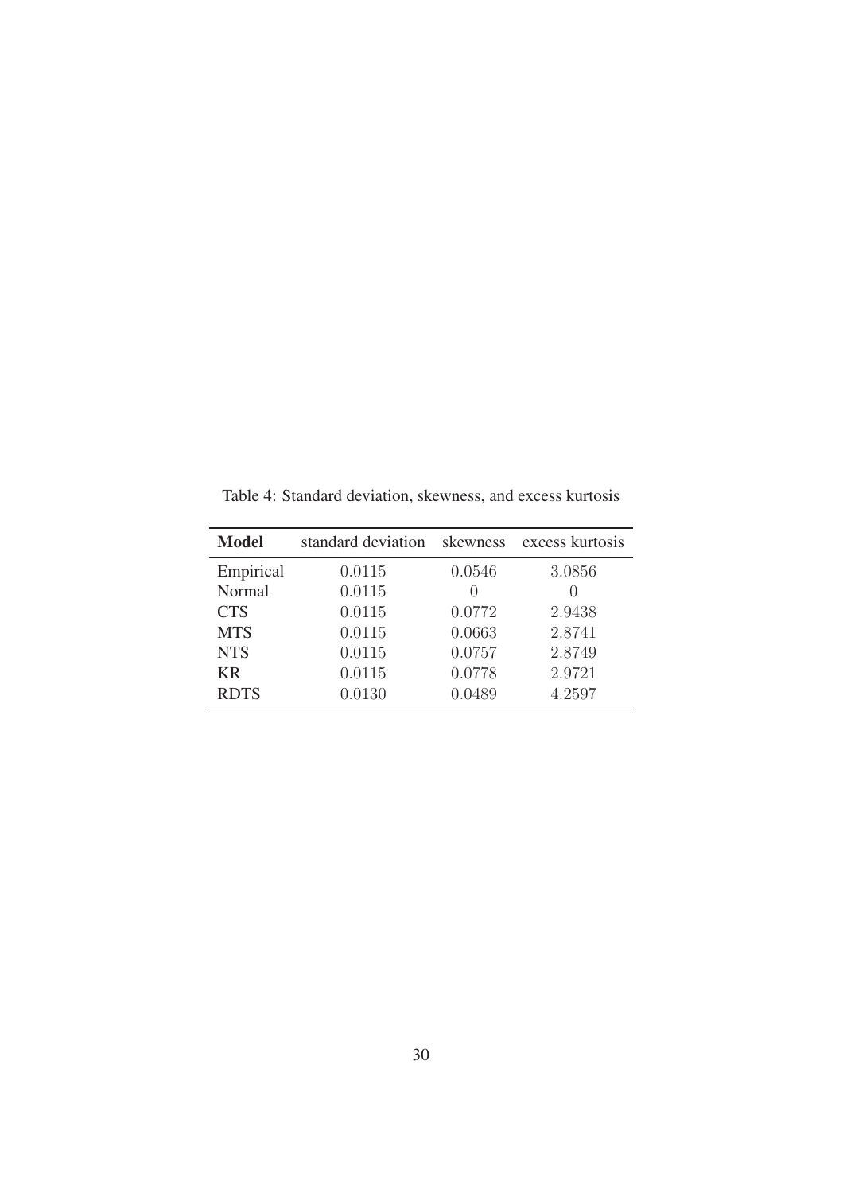Table 4: Standard deviation, skewness, and excess kurtosis

| **Model** | standard deviation | skewness | excess kurtosis |
|---|---|---|---|
| Empirical | 0.0115 | 0.0546 | 3.0856 |
| Normal | 0.0115 | 0 | 0 |
| CTS | 0.0115 | 0.0772 | 2.9438 |
| MTS | 0.0115 | 0.0663 | 2.8741 |
| NTS | 0.0115 | 0.0757 | 2.8749 |
| KR | 0.0115 | 0.0778 | 2.9721 |
| RDTS | 0.0130 | 0.0489 | 4.2597 |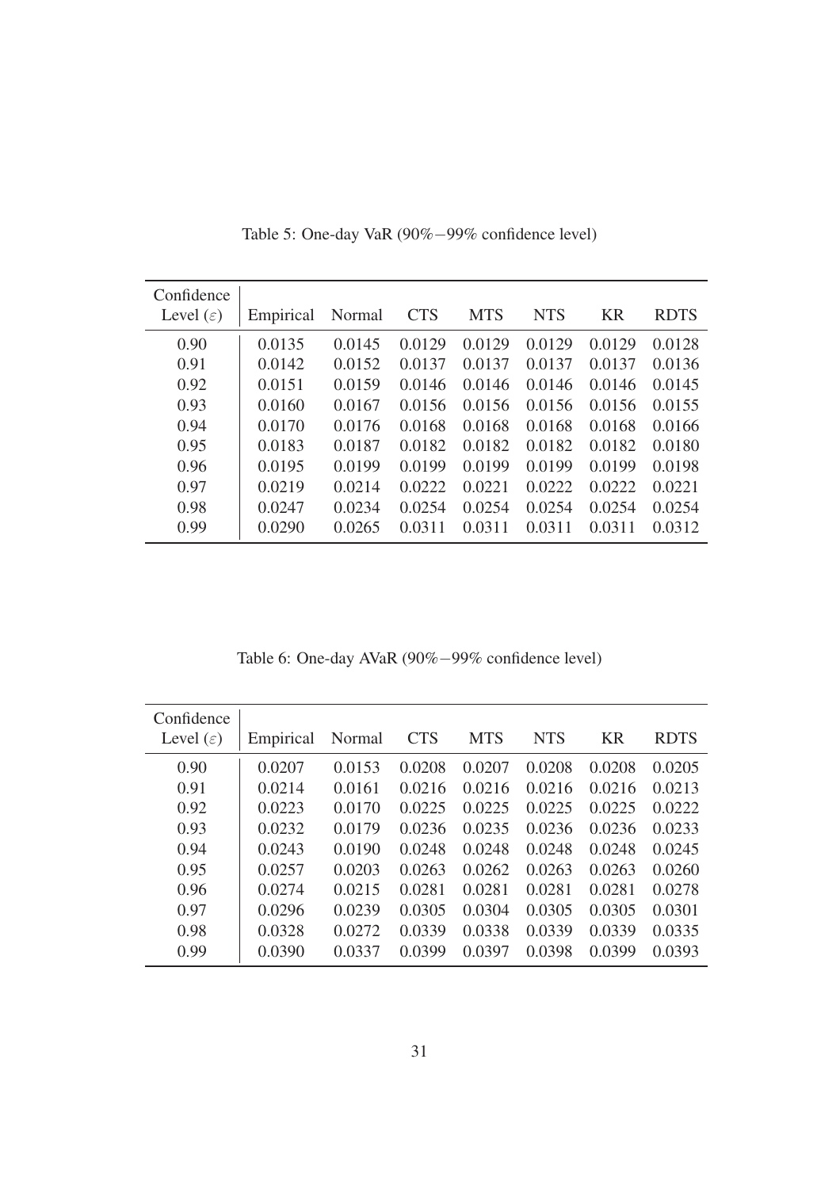Table 5: One-day VaR (90%−99% confidence level)

| Confidence Level ($\varepsilon$) | Empirical | Normal | CTS | MTS | NTS | KR | RDTS |
|---|---|---|---|---|---|---|---|
| 0.90 | 0.0135 | 0.0145 | 0.0129 | 0.0129 | 0.0129 | 0.0129 | 0.0128 |
| 0.91 | 0.0142 | 0.0152 | 0.0137 | 0.0137 | 0.0137 | 0.0137 | 0.0136 |
| 0.92 | 0.0151 | 0.0159 | 0.0146 | 0.0146 | 0.0146 | 0.0146 | 0.0145 |
| 0.93 | 0.0160 | 0.0167 | 0.0156 | 0.0156 | 0.0156 | 0.0156 | 0.0155 |
| 0.94 | 0.0170 | 0.0176 | 0.0168 | 0.0168 | 0.0168 | 0.0168 | 0.0166 |
| 0.95 | 0.0183 | 0.0187 | 0.0182 | 0.0182 | 0.0182 | 0.0182 | 0.0180 |
| 0.96 | 0.0195 | 0.0199 | 0.0199 | 0.0199 | 0.0199 | 0.0199 | 0.0198 |
| 0.97 | 0.0219 | 0.0214 | 0.0222 | 0.0221 | 0.0222 | 0.0222 | 0.0221 |
| 0.98 | 0.0247 | 0.0234 | 0.0254 | 0.0254 | 0.0254 | 0.0254 | 0.0254 |
| 0.99 | 0.0290 | 0.0265 | 0.0311 | 0.0311 | 0.0311 | 0.0311 | 0.0312 |

Table 6: One-day AVaR (90%−99% confidence level)

| Confidence Level ($\varepsilon$) | Empirical | Normal | CTS | MTS | NTS | KR | RDTS |
|---|---|---|---|---|---|---|---|
| 0.90 | 0.0207 | 0.0153 | 0.0208 | 0.0207 | 0.0208 | 0.0208 | 0.0205 |
| 0.91 | 0.0214 | 0.0161 | 0.0216 | 0.0216 | 0.0216 | 0.0216 | 0.0213 |
| 0.92 | 0.0223 | 0.0170 | 0.0225 | 0.0225 | 0.0225 | 0.0225 | 0.0222 |
| 0.93 | 0.0232 | 0.0179 | 0.0236 | 0.0235 | 0.0236 | 0.0236 | 0.0233 |
| 0.94 | 0.0243 | 0.0190 | 0.0248 | 0.0248 | 0.0248 | 0.0248 | 0.0245 |
| 0.95 | 0.0257 | 0.0203 | 0.0263 | 0.0262 | 0.0263 | 0.0263 | 0.0260 |
| 0.96 | 0.0274 | 0.0215 | 0.0281 | 0.0281 | 0.0281 | 0.0281 | 0.0278 |
| 0.97 | 0.0296 | 0.0239 | 0.0305 | 0.0304 | 0.0305 | 0.0305 | 0.0301 |
| 0.98 | 0.0328 | 0.0272 | 0.0339 | 0.0338 | 0.0339 | 0.0339 | 0.0335 |
| 0.99 | 0.0390 | 0.0337 | 0.0399 | 0.0397 | 0.0398 | 0.0399 | 0.0393 |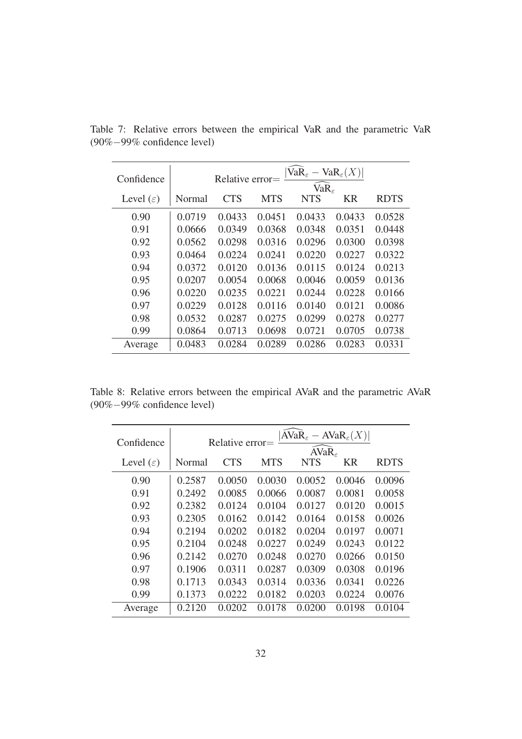Table 7: Relative errors between the empirical VaR and the parametric VaR (90%−99% confidence level)

| Confidence | Relative error= $\frac{\lvert\widehat{\text{VaR}}_\varepsilon - \text{VaR}_\varepsilon(X)\rvert}{\widehat{\text{VaR}}_\varepsilon}$ | | | | | |
|---|---|---|---|---|---|---|
| Level ($\varepsilon$) | Normal | CTS | MTS | NTS | KR | RDTS |
| 0.90 | 0.0719 | 0.0433 | 0.0451 | 0.0433 | 0.0433 | 0.0528 |
| 0.91 | 0.0666 | 0.0349 | 0.0368 | 0.0348 | 0.0351 | 0.0448 |
| 0.92 | 0.0562 | 0.0298 | 0.0316 | 0.0296 | 0.0300 | 0.0398 |
| 0.93 | 0.0464 | 0.0224 | 0.0241 | 0.0220 | 0.0227 | 0.0322 |
| 0.94 | 0.0372 | 0.0120 | 0.0136 | 0.0115 | 0.0124 | 0.0213 |
| 0.95 | 0.0207 | 0.0054 | 0.0068 | 0.0046 | 0.0059 | 0.0136 |
| 0.96 | 0.0220 | 0.0235 | 0.0221 | 0.0244 | 0.0228 | 0.0166 |
| 0.97 | 0.0229 | 0.0128 | 0.0116 | 0.0140 | 0.0121 | 0.0086 |
| 0.98 | 0.0532 | 0.0287 | 0.0275 | 0.0299 | 0.0278 | 0.0277 |
| 0.99 | 0.0864 | 0.0713 | 0.0698 | 0.0721 | 0.0705 | 0.0738 |
| Average | 0.0483 | 0.0284 | 0.0289 | 0.0286 | 0.0283 | 0.0331 |

Table 8: Relative errors between the empirical AVaR and the parametric AVaR (90%−99% confidence level)

| Confidence | Relative error= $\frac{\lvert\widehat{\text{AVaR}}_\varepsilon - \text{AVaR}_\varepsilon(X)\rvert}{\widehat{\text{AVaR}}_\varepsilon}$ | | | | | |
|---|---|---|---|---|---|---|
| Level ($\varepsilon$) | Normal | CTS | MTS | NTS | KR | RDTS |
| 0.90 | 0.2587 | 0.0050 | 0.0030 | 0.0052 | 0.0046 | 0.0096 |
| 0.91 | 0.2492 | 0.0085 | 0.0066 | 0.0087 | 0.0081 | 0.0058 |
| 0.92 | 0.2382 | 0.0124 | 0.0104 | 0.0127 | 0.0120 | 0.0015 |
| 0.93 | 0.2305 | 0.0162 | 0.0142 | 0.0164 | 0.0158 | 0.0026 |
| 0.94 | 0.2194 | 0.0202 | 0.0182 | 0.0204 | 0.0197 | 0.0071 |
| 0.95 | 0.2104 | 0.0248 | 0.0227 | 0.0249 | 0.0243 | 0.0122 |
| 0.96 | 0.2142 | 0.0270 | 0.0248 | 0.0270 | 0.0266 | 0.0150 |
| 0.97 | 0.1906 | 0.0311 | 0.0287 | 0.0309 | 0.0308 | 0.0196 |
| 0.98 | 0.1713 | 0.0343 | 0.0314 | 0.0336 | 0.0341 | 0.0226 |
| 0.99 | 0.1373 | 0.0222 | 0.0182 | 0.0203 | 0.0224 | 0.0076 |
| Average | 0.2120 | 0.0202 | 0.0178 | 0.0200 | 0.0198 | 0.0104 |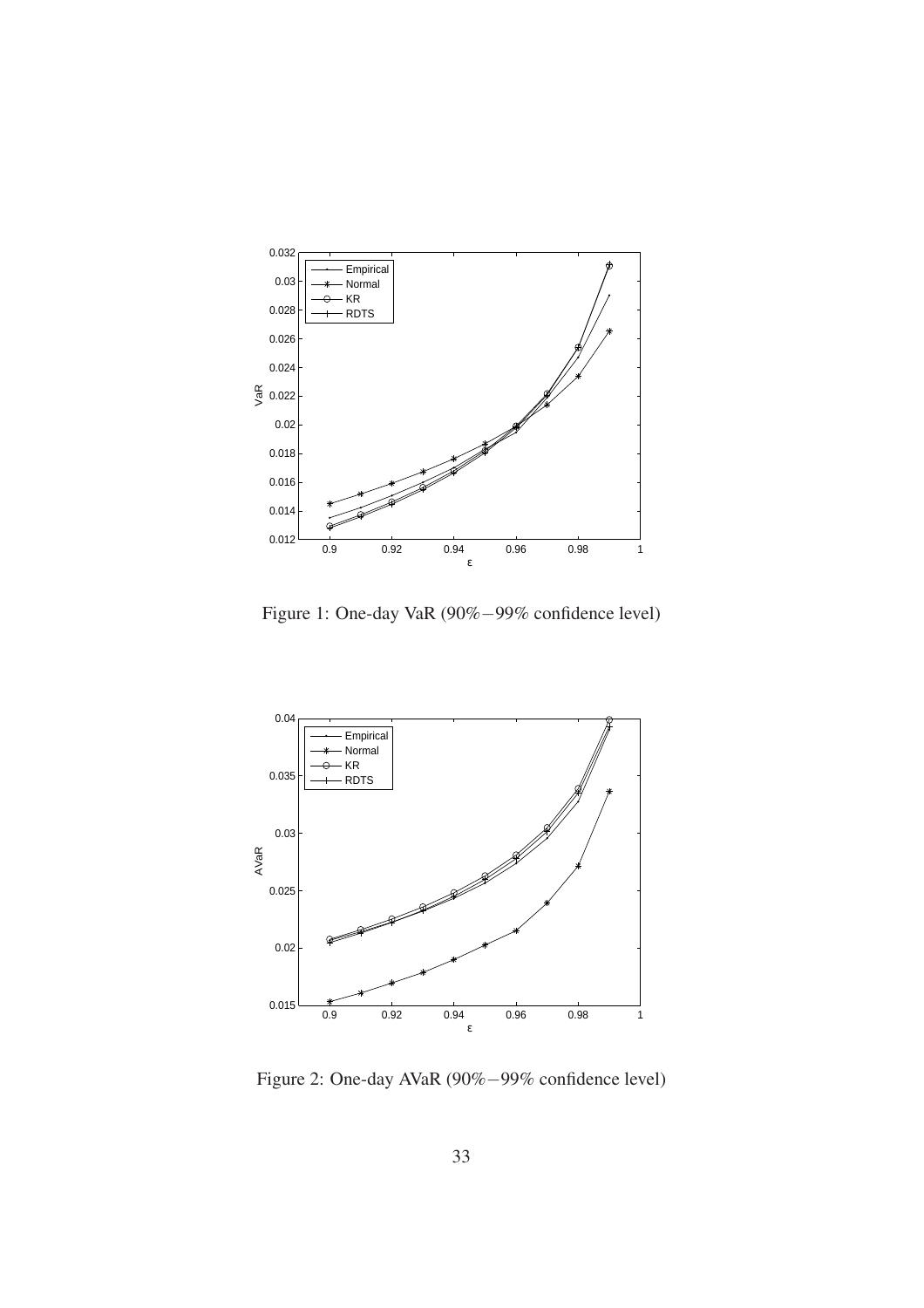Figure 1: One-day VaR (90%−99% confidence level)

Figure 2: One-day AVaR (90%−99% confidence level)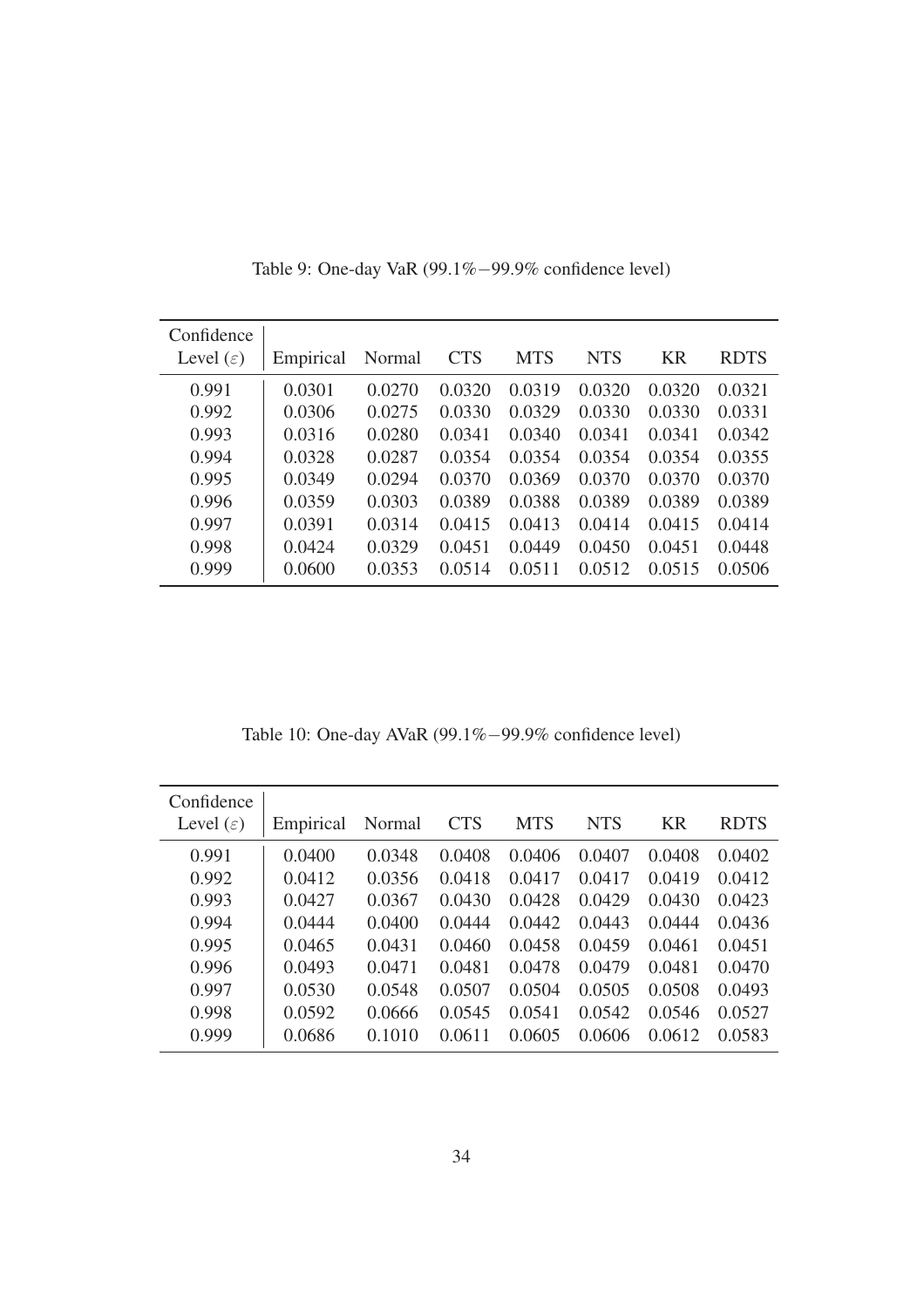Table 9: One-day VaR (99.1%−99.9% confidence level)

| Confidence Level ($\varepsilon$) | Empirical | Normal | CTS | MTS | NTS | KR | RDTS |
|---|---|---|---|---|---|---|---|
| 0.991 | 0.0301 | 0.0270 | 0.0320 | 0.0319 | 0.0320 | 0.0320 | 0.0321 |
| 0.992 | 0.0306 | 0.0275 | 0.0330 | 0.0329 | 0.0330 | 0.0330 | 0.0331 |
| 0.993 | 0.0316 | 0.0280 | 0.0341 | 0.0340 | 0.0341 | 0.0341 | 0.0342 |
| 0.994 | 0.0328 | 0.0287 | 0.0354 | 0.0354 | 0.0354 | 0.0354 | 0.0355 |
| 0.995 | 0.0349 | 0.0294 | 0.0370 | 0.0369 | 0.0370 | 0.0370 | 0.0370 |
| 0.996 | 0.0359 | 0.0303 | 0.0389 | 0.0388 | 0.0389 | 0.0389 | 0.0389 |
| 0.997 | 0.0391 | 0.0314 | 0.0415 | 0.0413 | 0.0414 | 0.0415 | 0.0414 |
| 0.998 | 0.0424 | 0.0329 | 0.0451 | 0.0449 | 0.0450 | 0.0451 | 0.0448 |
| 0.999 | 0.0600 | 0.0353 | 0.0514 | 0.0511 | 0.0512 | 0.0515 | 0.0506 |

Table 10: One-day AVaR (99.1%−99.9% confidence level)

| Confidence Level ($\varepsilon$) | Empirical | Normal | CTS | MTS | NTS | KR | RDTS |
|---|---|---|---|---|---|---|---|
| 0.991 | 0.0400 | 0.0348 | 0.0408 | 0.0406 | 0.0407 | 0.0408 | 0.0402 |
| 0.992 | 0.0412 | 0.0356 | 0.0418 | 0.0417 | 0.0417 | 0.0419 | 0.0412 |
| 0.993 | 0.0427 | 0.0367 | 0.0430 | 0.0428 | 0.0429 | 0.0430 | 0.0423 |
| 0.994 | 0.0444 | 0.0400 | 0.0444 | 0.0442 | 0.0443 | 0.0444 | 0.0436 |
| 0.995 | 0.0465 | 0.0431 | 0.0460 | 0.0458 | 0.0459 | 0.0461 | 0.0451 |
| 0.996 | 0.0493 | 0.0471 | 0.0481 | 0.0478 | 0.0479 | 0.0481 | 0.0470 |
| 0.997 | 0.0530 | 0.0548 | 0.0507 | 0.0504 | 0.0505 | 0.0508 | 0.0493 |
| 0.998 | 0.0592 | 0.0666 | 0.0545 | 0.0541 | 0.0542 | 0.0546 | 0.0527 |
| 0.999 | 0.0686 | 0.1010 | 0.0611 | 0.0605 | 0.0606 | 0.0612 | 0.0583 |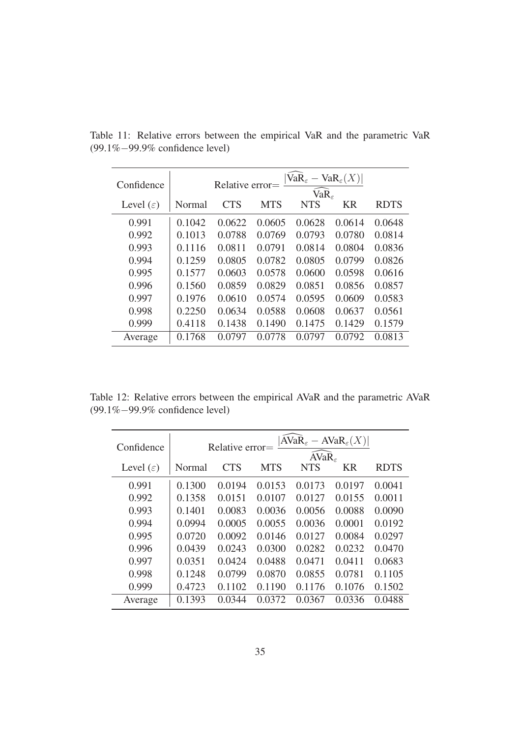Table 11: Relative errors between the empirical VaR and the parametric VaR (99.1%−99.9% confidence level)

| Confidence Level ($\varepsilon$) | Relative error= $\frac{\lvert \widehat{\text{VaR}}_\varepsilon - \text{VaR}_\varepsilon(X) \rvert}{\widehat{\text{VaR}}_\varepsilon}$ | | | | | |
|---|---|---|---|---|---|---|
| | Normal | CTS | MTS | NTS | KR | RDTS |
| 0.991 | 0.1042 | 0.0622 | 0.0605 | 0.0628 | 0.0614 | 0.0648 |
| 0.992 | 0.1013 | 0.0788 | 0.0769 | 0.0793 | 0.0780 | 0.0814 |
| 0.993 | 0.1116 | 0.0811 | 0.0791 | 0.0814 | 0.0804 | 0.0836 |
| 0.994 | 0.1259 | 0.0805 | 0.0782 | 0.0805 | 0.0799 | 0.0826 |
| 0.995 | 0.1577 | 0.0603 | 0.0578 | 0.0600 | 0.0598 | 0.0616 |
| 0.996 | 0.1560 | 0.0859 | 0.0829 | 0.0851 | 0.0856 | 0.0857 |
| 0.997 | 0.1976 | 0.0610 | 0.0574 | 0.0595 | 0.0609 | 0.0583 |
| 0.998 | 0.2250 | 0.0634 | 0.0588 | 0.0608 | 0.0637 | 0.0561 |
| 0.999 | 0.4118 | 0.1438 | 0.1490 | 0.1475 | 0.1429 | 0.1579 |
| Average | 0.1768 | 0.0797 | 0.0778 | 0.0797 | 0.0792 | 0.0813 |

Table 12: Relative errors between the empirical AVaR and the parametric AVaR (99.1%−99.9% confidence level)

| Confidence Level ($\varepsilon$) | Relative error= $\frac{\lvert \widehat{\text{AVaR}}_\varepsilon - \text{AVaR}_\varepsilon(X) \rvert}{\widehat{\text{AVaR}}_\varepsilon}$ | | | | | |
|---|---|---|---|---|---|---|
| | Normal | CTS | MTS | NTS | KR | RDTS |
| 0.991 | 0.1300 | 0.0194 | 0.0153 | 0.0173 | 0.0197 | 0.0041 |
| 0.992 | 0.1358 | 0.0151 | 0.0107 | 0.0127 | 0.0155 | 0.0011 |
| 0.993 | 0.1401 | 0.0083 | 0.0036 | 0.0056 | 0.0088 | 0.0090 |
| 0.994 | 0.0994 | 0.0005 | 0.0055 | 0.0036 | 0.0001 | 0.0192 |
| 0.995 | 0.0720 | 0.0092 | 0.0146 | 0.0127 | 0.0084 | 0.0297 |
| 0.996 | 0.0439 | 0.0243 | 0.0300 | 0.0282 | 0.0232 | 0.0470 |
| 0.997 | 0.0351 | 0.0424 | 0.0488 | 0.0471 | 0.0411 | 0.0683 |
| 0.998 | 0.1248 | 0.0799 | 0.0870 | 0.0855 | 0.0781 | 0.1105 |
| 0.999 | 0.4723 | 0.1102 | 0.1190 | 0.1176 | 0.1076 | 0.1502 |
| Average | 0.1393 | 0.0344 | 0.0372 | 0.0367 | 0.0336 | 0.0488 |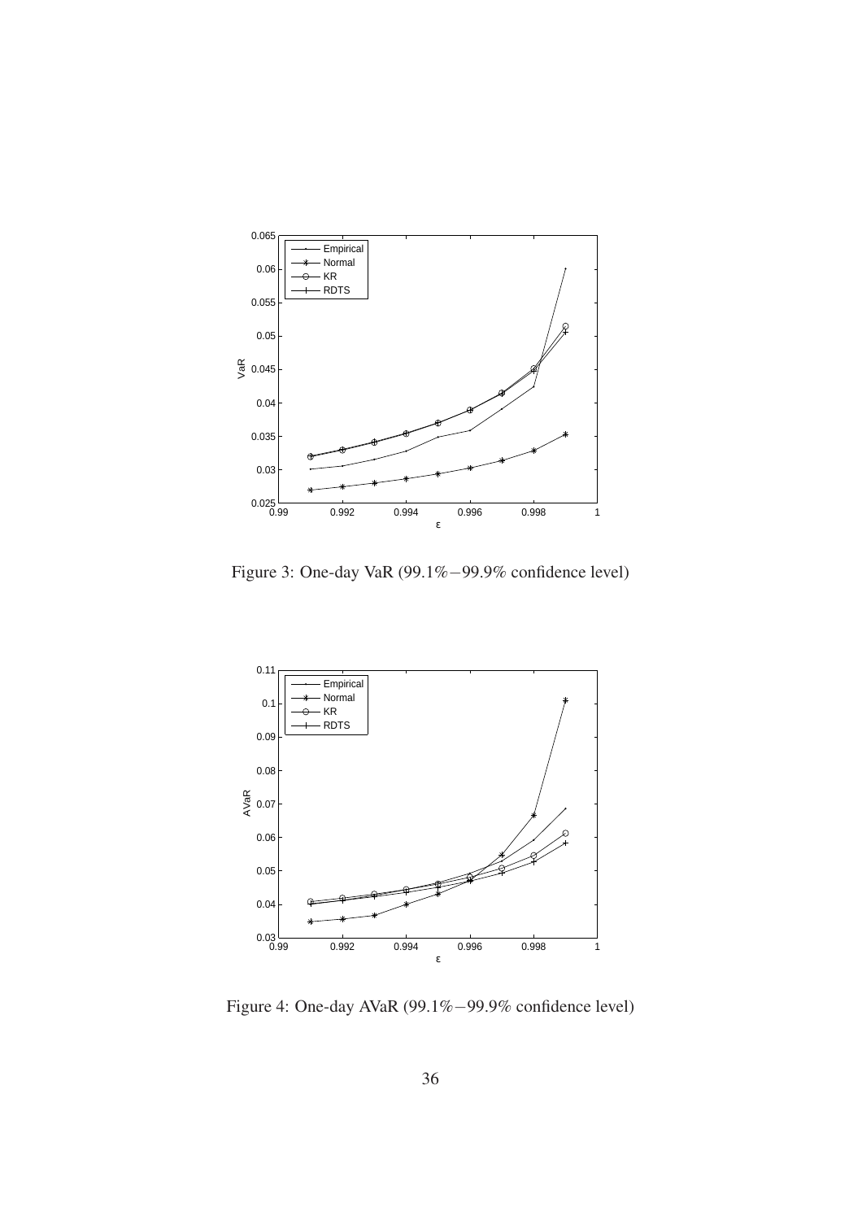0.065
0.06
0.055
0.05
0.045
0.04
0.035
0.03
0.025
VaR
0.99
0.992
0.994
0.996
0.998
1
ε
Empirical
Normal
KR
RDTS

Figure 3: One-day VaR (99.1%−99.9% confidence level)

0.11
0.1
0.09
0.08
0.07
0.06
0.05
0.04
0.03
AVaR
0.99
0.992
0.994
0.996
0.998
1
ε
Empirical
Normal
KR
RDTS

Figure 4: One-day AVaR (99.1%−99.9% confidence level)